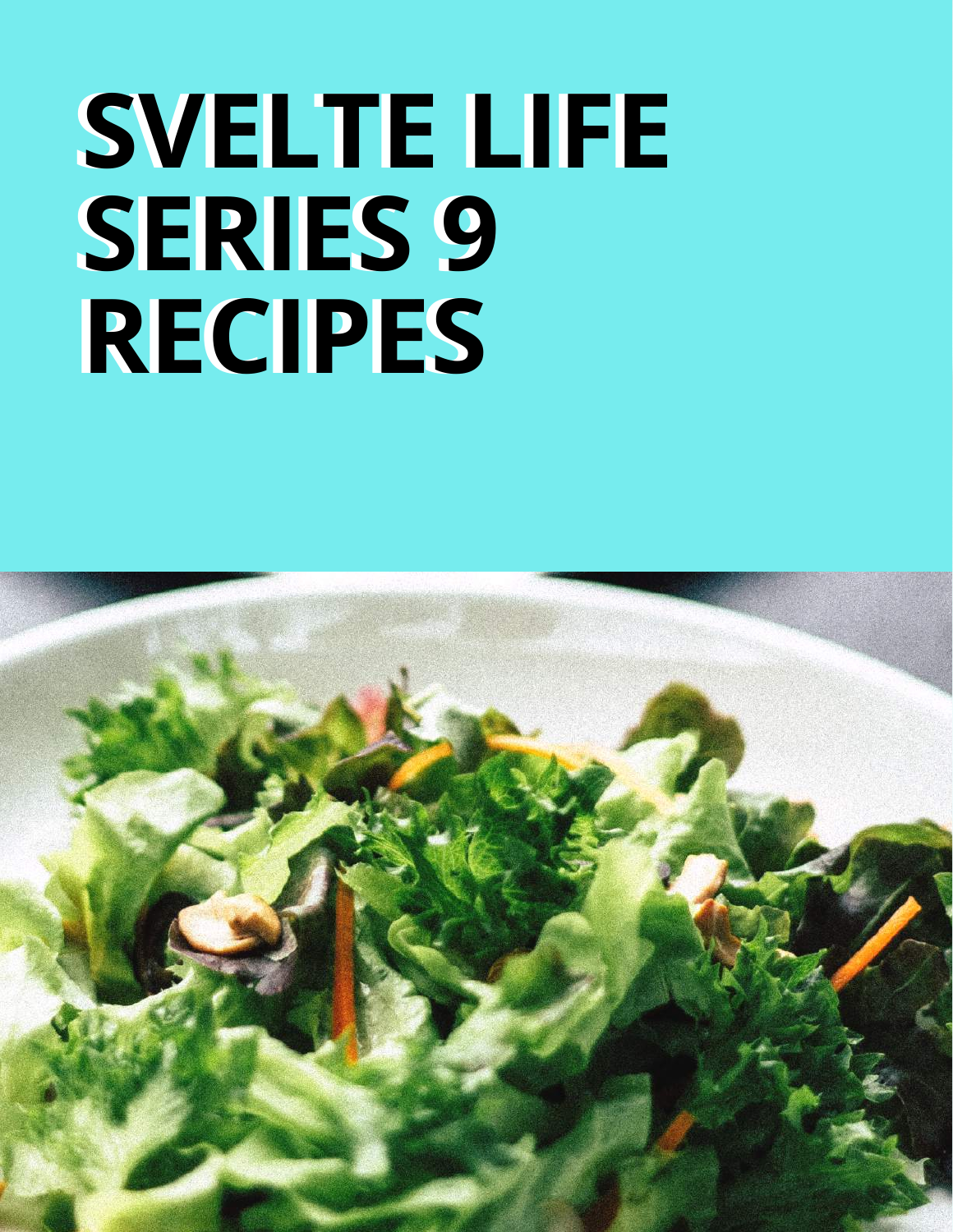# SVELTE LIFE SERIES 9 RECIPES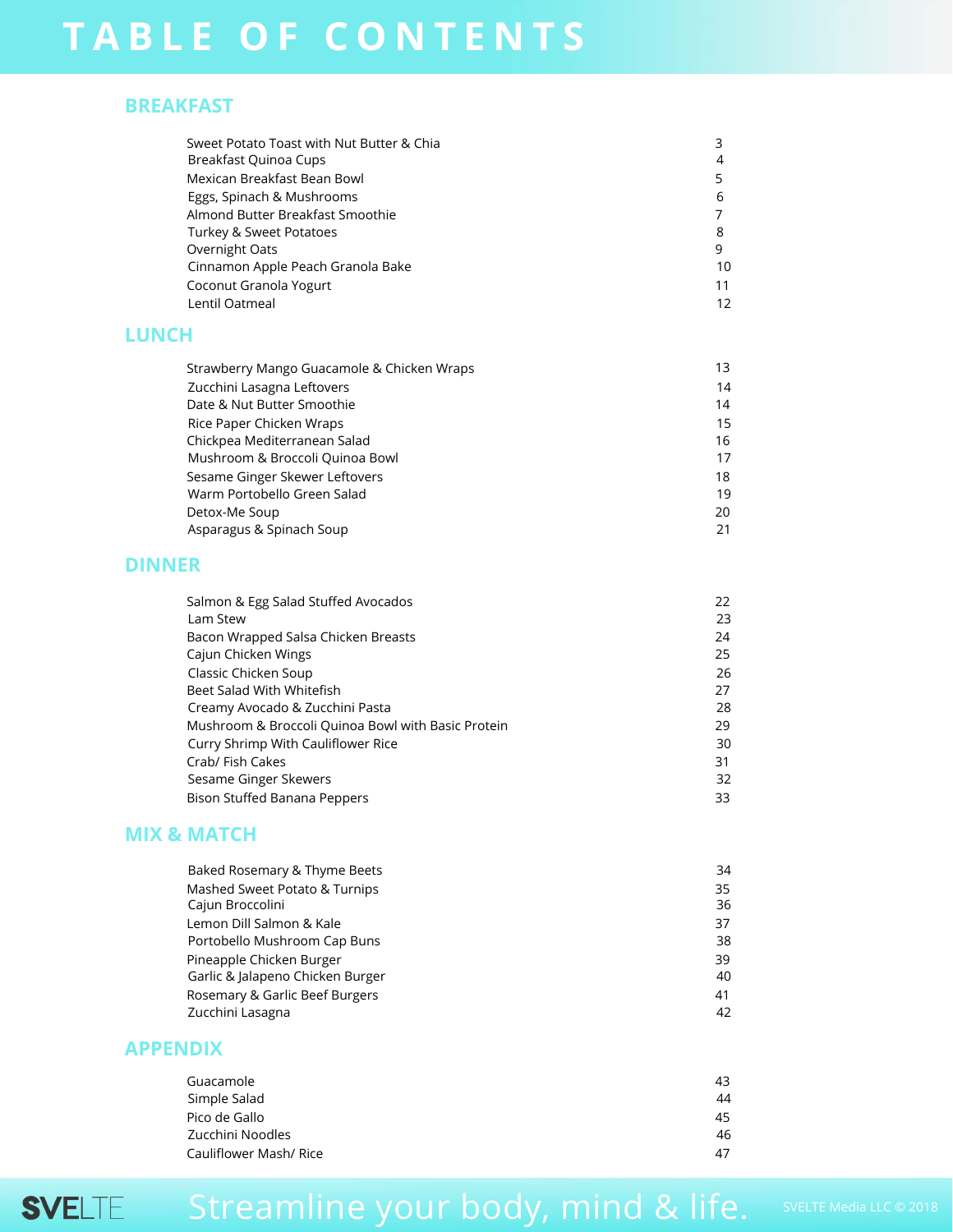# TABLE OF CONTENTS

## BREAKFAST

| | |
|---|---|
| Sweet Potato Toast with Nut Butter & Chia | 3 |
| Breakfast Quinoa Cups | 4 |
| Mexican Breakfast Bean Bowl | 5 |
| Eggs, Spinach & Mushrooms | 6 |
| Almond Butter Breakfast Smoothie | 7 |
| Turkey & Sweet Potatoes | 8 |
| Overnight Oats | 9 |
| Cinnamon Apple Peach Granola Bake | 10 |
| Coconut Granola Yogurt | 11 |
| Lentil Oatmeal | 12 |

## LUNCH

| | |
|---|---|
| Strawberry Mango Guacamole & Chicken Wraps | 13 |
| Zucchini Lasagna Leftovers | 14 |
| Date & Nut Butter Smoothie | 14 |
| Rice Paper Chicken Wraps | 15 |
| Chickpea Mediterranean Salad | 16 |
| Mushroom & Broccoli Quinoa Bowl | 17 |
| Sesame Ginger Skewer Leftovers | 18 |
| Warm Portobello Green Salad | 19 |
| Detox-Me Soup | 20 |
| Asparagus & Spinach Soup | 21 |

## DINNER

| | |
|---|---|
| Salmon & Egg Salad Stuffed Avocados | 22 |
| Lam Stew | 23 |
| Bacon Wrapped Salsa Chicken Breasts | 24 |
| Cajun Chicken Wings | 25 |
| Classic Chicken Soup | 26 |
| Beet Salad With Whitefish | 27 |
| Creamy Avocado & Zucchini Pasta | 28 |
| Mushroom & Broccoli Quinoa Bowl with Basic Protein | 29 |
| Curry Shrimp With Cauliflower Rice | 30 |
| Crab/ Fish Cakes | 31 |
| Sesame Ginger Skewers | 32 |
| Bison Stuffed Banana Peppers | 33 |

## MIX & MATCH

| | |
|---|---|
| Baked Rosemary & Thyme Beets | 34 |
| Mashed Sweet Potato & Turnips | 35 |
| Cajun Broccolini | 36 |
| Lemon Dill Salmon & Kale | 37 |
| Portobello Mushroom Cap Buns | 38 |
| Pineapple Chicken Burger | 39 |
| Garlic & Jalapeno Chicken Burger | 40 |
| Rosemary & Garlic Beef Burgers | 41 |
| Zucchini Lasagna | 42 |

## APPENDIX

| | |
|---|---|
| Guacamole | 43 |
| Simple Salad | 44 |
| Pico de Gallo | 45 |
| Zucchini Noodles | 46 |
| Cauliflower Mash/ Rice | 47 |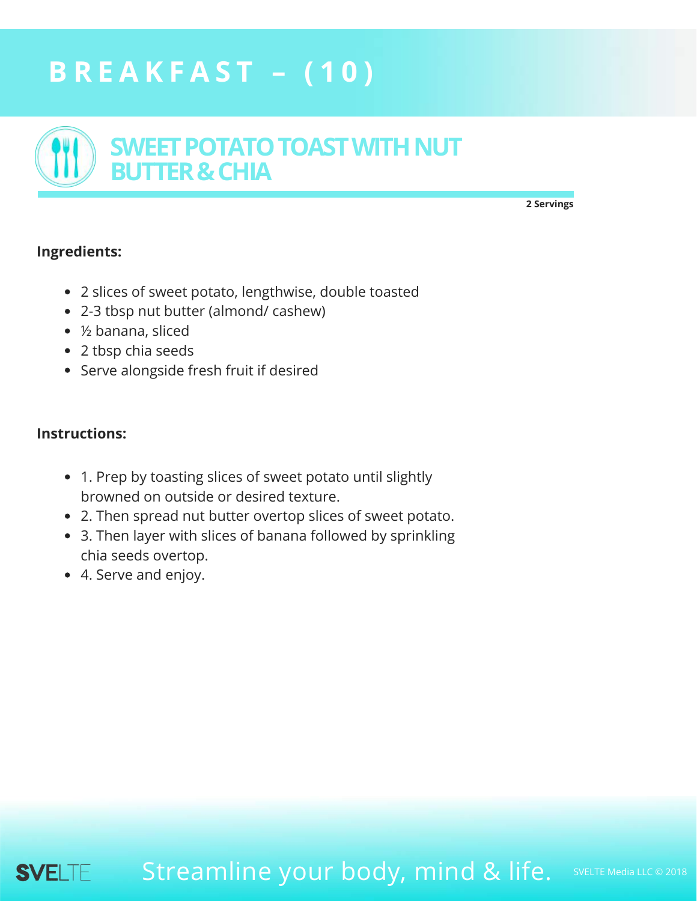# BREAKFAST – (10)

## SWEET POTATO TOAST WITH NUT BUTTER & CHIA

**2 Servings**

**Ingredients:**

- 2 slices of sweet potato, lengthwise, double toasted
- 2-3 tbsp nut butter (almond/ cashew)
- ½ banana, sliced
- 2 tbsp chia seeds
- Serve alongside fresh fruit if desired

**Instructions:**

- 1. Prep by toasting slices of sweet potato until slightly browned on outside or desired texture.
- 2. Then spread nut butter overtop slices of sweet potato.
- 3. Then layer with slices of banana followed by sprinkling chia seeds overtop.
- 4. Serve and enjoy.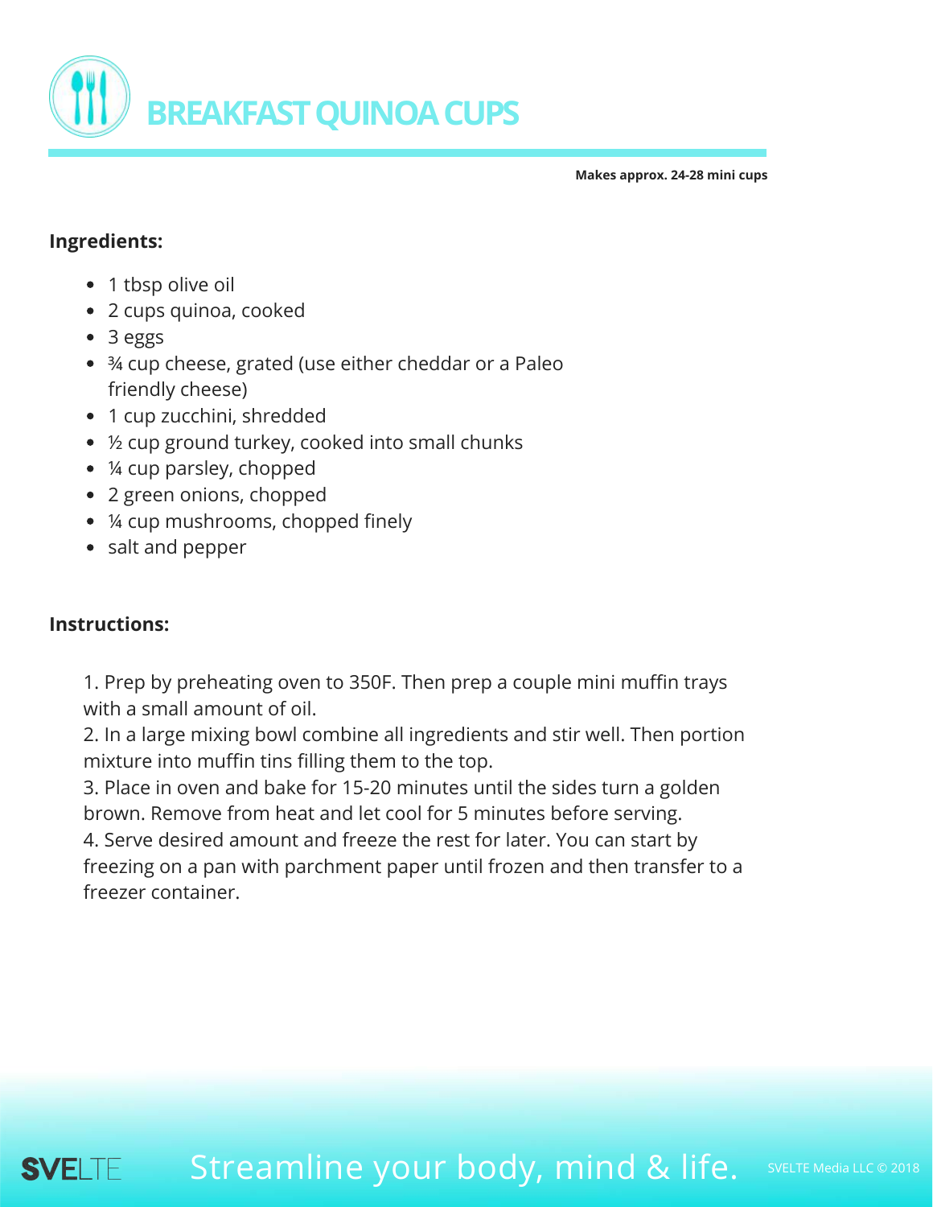# BREAKFAST QUINOA CUPS

**Makes approx. 24-28 mini cups**

**Ingredients:**

- 1 tbsp olive oil
- 2 cups quinoa, cooked
- 3 eggs
- ¾ cup cheese, grated (use either cheddar or a Paleo friendly cheese)
- 1 cup zucchini, shredded
- ½ cup ground turkey, cooked into small chunks
- ¼ cup parsley, chopped
- 2 green onions, chopped
- ¼ cup mushrooms, chopped finely
- salt and pepper

**Instructions:**

1. Prep by preheating oven to 350F. Then prep a couple mini muffin trays with a small amount of oil.
2. In a large mixing bowl combine all ingredients and stir well. Then portion mixture into muffin tins filling them to the top.
3. Place in oven and bake for 15-20 minutes until the sides turn a golden brown. Remove from heat and let cool for 5 minutes before serving.
4. Serve desired amount and freeze the rest for later. You can start by freezing on a pan with parchment paper until frozen and then transfer to a freezer container.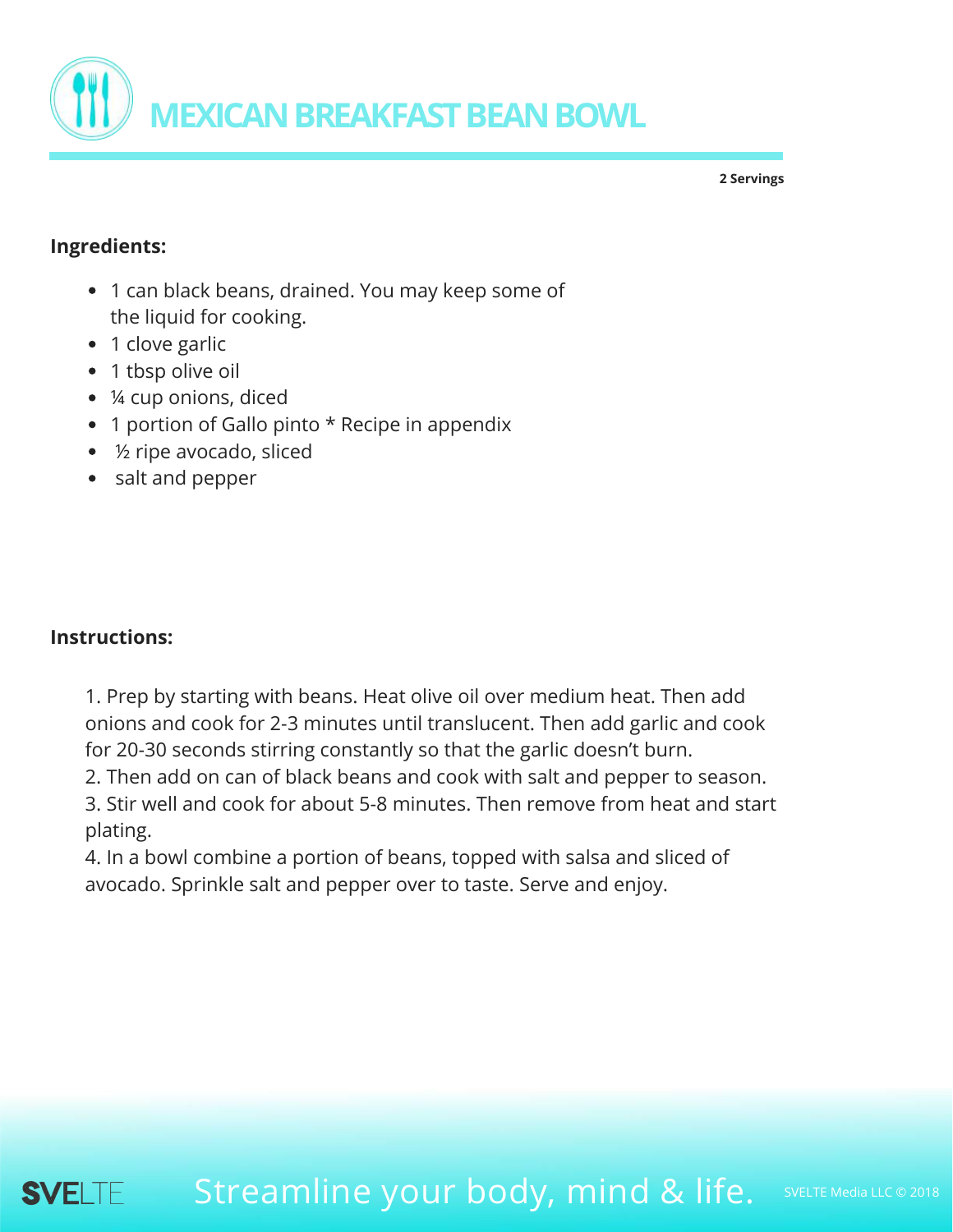# MEXICAN BREAKFAST BEAN BOWL

**2 Servings**

**Ingredients:**

- 1 can black beans, drained. You may keep some of the liquid for cooking.
- 1 clove garlic
- 1 tbsp olive oil
- ¼ cup onions, diced
- 1 portion of Gallo pinto * Recipe in appendix
- ½ ripe avocado, sliced
- salt and pepper

**Instructions:**

1. Prep by starting with beans. Heat olive oil over medium heat. Then add onions and cook for 2-3 minutes until translucent. Then add garlic and cook for 20-30 seconds stirring constantly so that the garlic doesn't burn.
2. Then add on can of black beans and cook with salt and pepper to season.
3. Stir well and cook for about 5-8 minutes. Then remove from heat and start plating.
4. In a bowl combine a portion of beans, topped with salsa and sliced of avocado. Sprinkle salt and pepper over to taste. Serve and enjoy.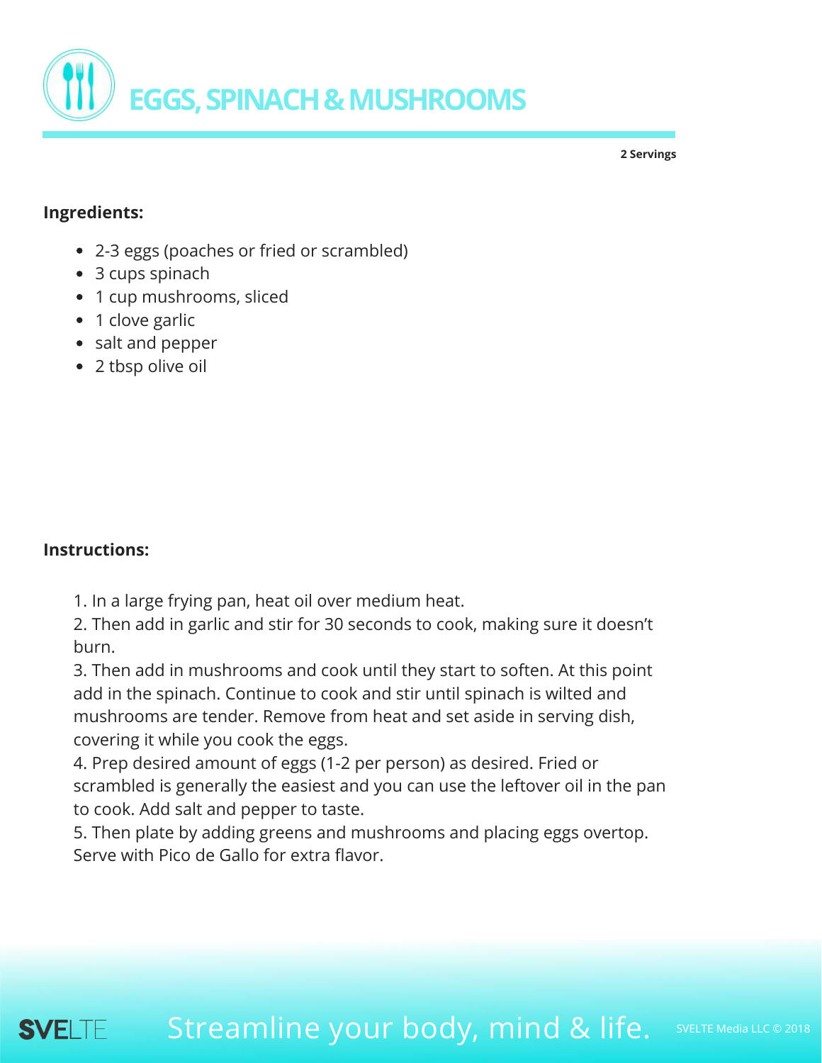# EGGS, SPINACH & MUSHROOMS

**2 Servings**

**Ingredients:**

- 2-3 eggs (poaches or fried or scrambled)
- 3 cups spinach
- 1 cup mushrooms, sliced
- 1 clove garlic
- salt and pepper
- 2 tbsp olive oil

**Instructions:**

1. In a large frying pan, heat oil over medium heat.
2. Then add in garlic and stir for 30 seconds to cook, making sure it doesn't burn.
3. Then add in mushrooms and cook until they start to soften. At this point add in the spinach. Continue to cook and stir until spinach is wilted and mushrooms are tender. Remove from heat and set aside in serving dish, covering it while you cook the eggs.
4. Prep desired amount of eggs (1-2 per person) as desired. Fried or scrambled is generally the easiest and you can use the leftover oil in the pan to cook. Add salt and pepper to taste.
5. Then plate by adding greens and mushrooms and placing eggs overtop. Serve with Pico de Gallo for extra flavor.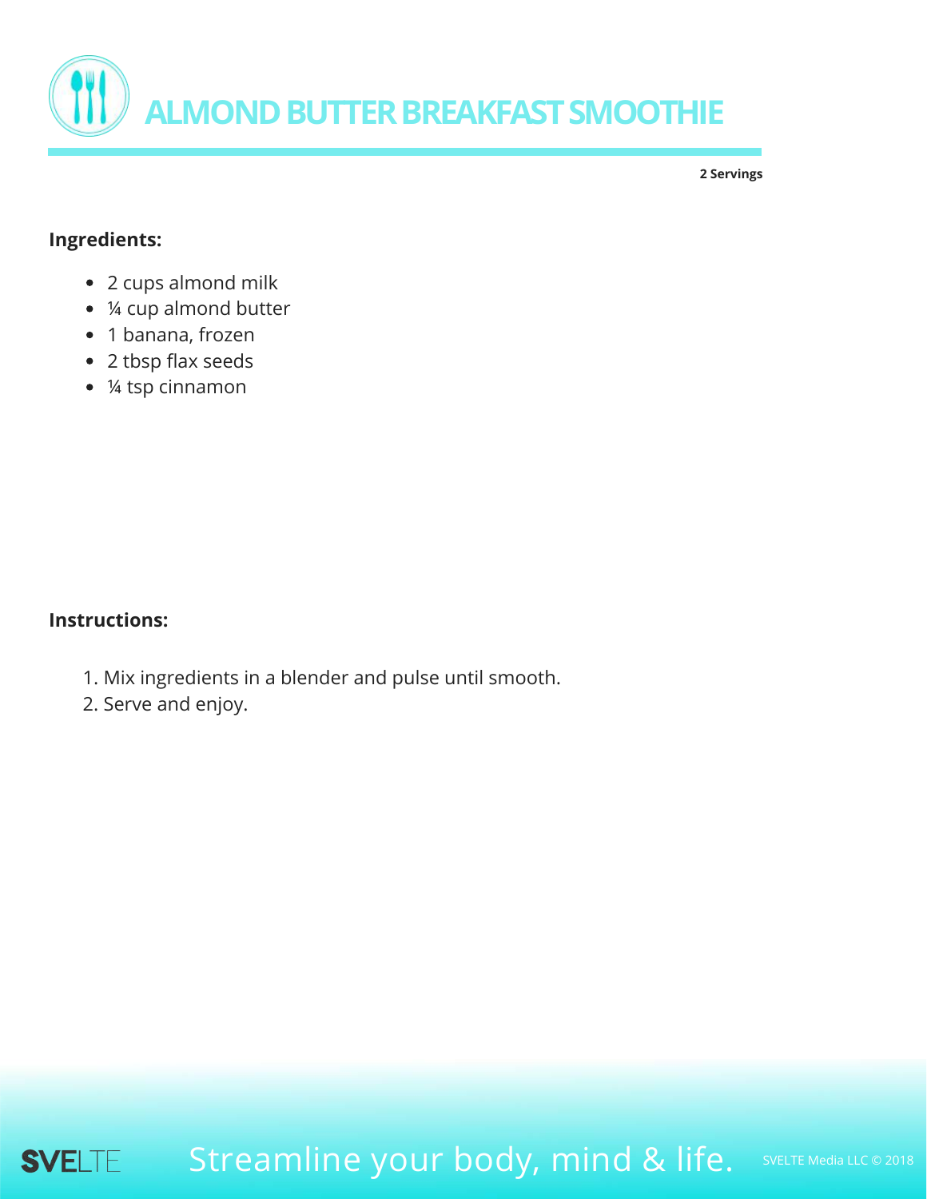# ALMOND BUTTER BREAKFAST SMOOTHIE

**2 Servings**

**Ingredients:**

- 2 cups almond milk
- ¼ cup almond butter
- 1 banana, frozen
- 2 tbsp flax seeds
- ¼ tsp cinnamon

**Instructions:**

1. Mix ingredients in a blender and pulse until smooth.
2. Serve and enjoy.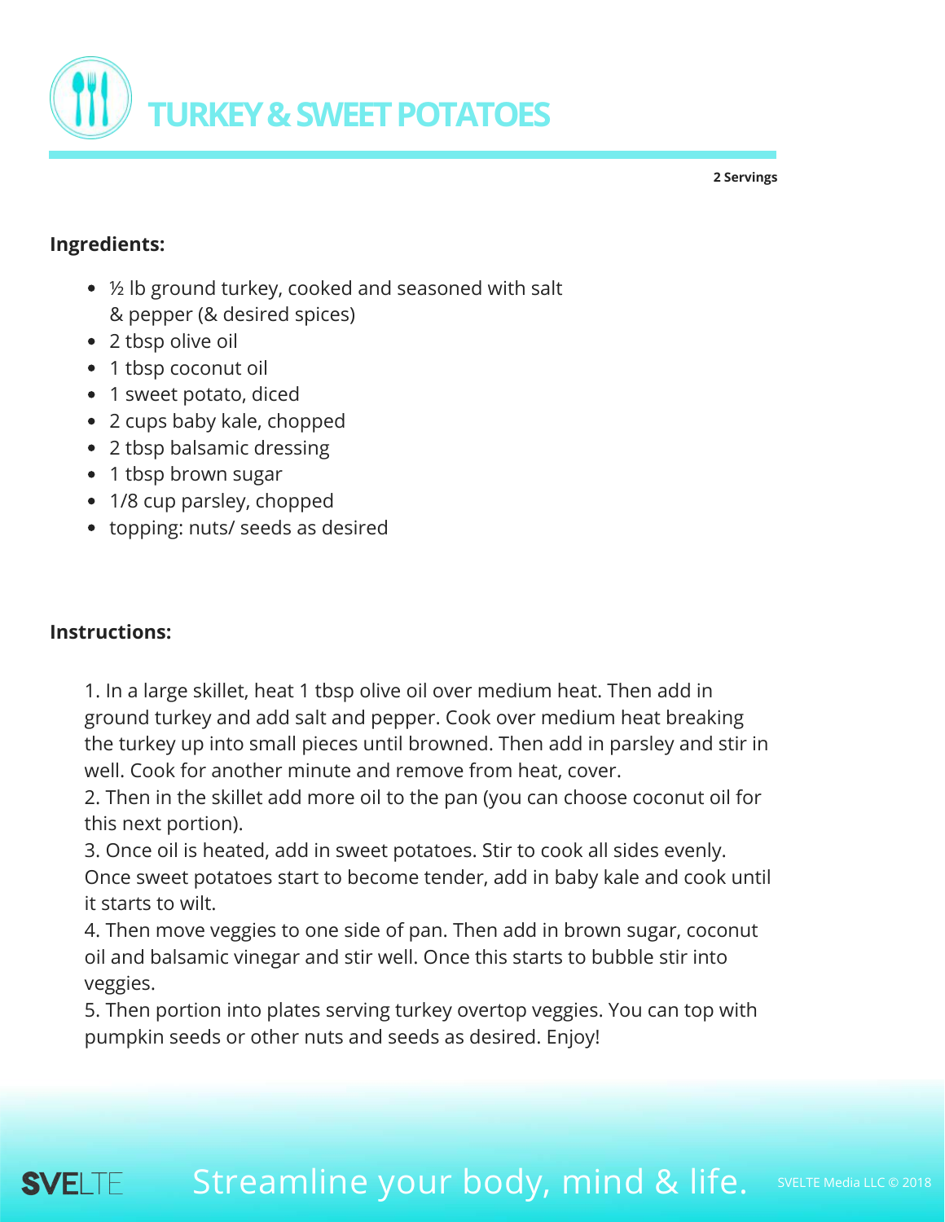# TURKEY & SWEET POTATOES

**2 Servings**

**Ingredients:**

- ½ lb ground turkey, cooked and seasoned with salt & pepper (& desired spices)
- 2 tbsp olive oil
- 1 tbsp coconut oil
- 1 sweet potato, diced
- 2 cups baby kale, chopped
- 2 tbsp balsamic dressing
- 1 tbsp brown sugar
- 1/8 cup parsley, chopped
- topping: nuts/ seeds as desired

**Instructions:**

1. In a large skillet, heat 1 tbsp olive oil over medium heat. Then add in ground turkey and add salt and pepper. Cook over medium heat breaking the turkey up into small pieces until browned. Then add in parsley and stir in well. Cook for another minute and remove from heat, cover.
2. Then in the skillet add more oil to the pan (you can choose coconut oil for this next portion).
3. Once oil is heated, add in sweet potatoes. Stir to cook all sides evenly. Once sweet potatoes start to become tender, add in baby kale and cook until it starts to wilt.
4. Then move veggies to one side of pan. Then add in brown sugar, coconut oil and balsamic vinegar and stir well. Once this starts to bubble stir into veggies.
5. Then portion into plates serving turkey overtop veggies. You can top with pumpkin seeds or other nuts and seeds as desired. Enjoy!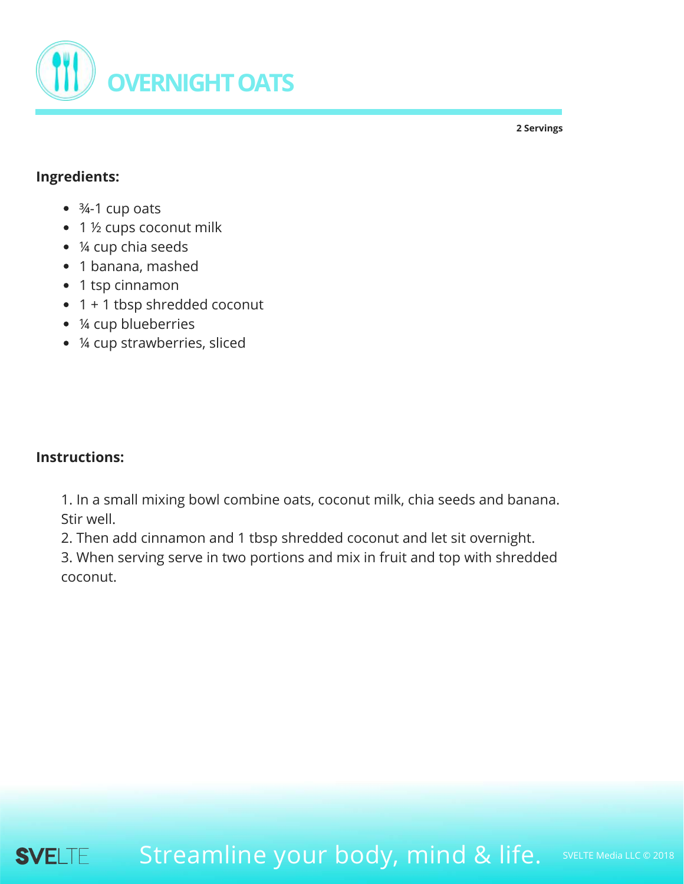# OVERNIGHT OATS

**2 Servings**

**Ingredients:**

- ¾-1 cup oats
- 1 ½ cups coconut milk
- ¼ cup chia seeds
- 1 banana, mashed
- 1 tsp cinnamon
- 1 + 1 tbsp shredded coconut
- ¼ cup blueberries
- ¼ cup strawberries, sliced

**Instructions:**

1. In a small mixing bowl combine oats, coconut milk, chia seeds and banana. Stir well.
2. Then add cinnamon and 1 tbsp shredded coconut and let sit overnight.
3. When serving serve in two portions and mix in fruit and top with shredded coconut.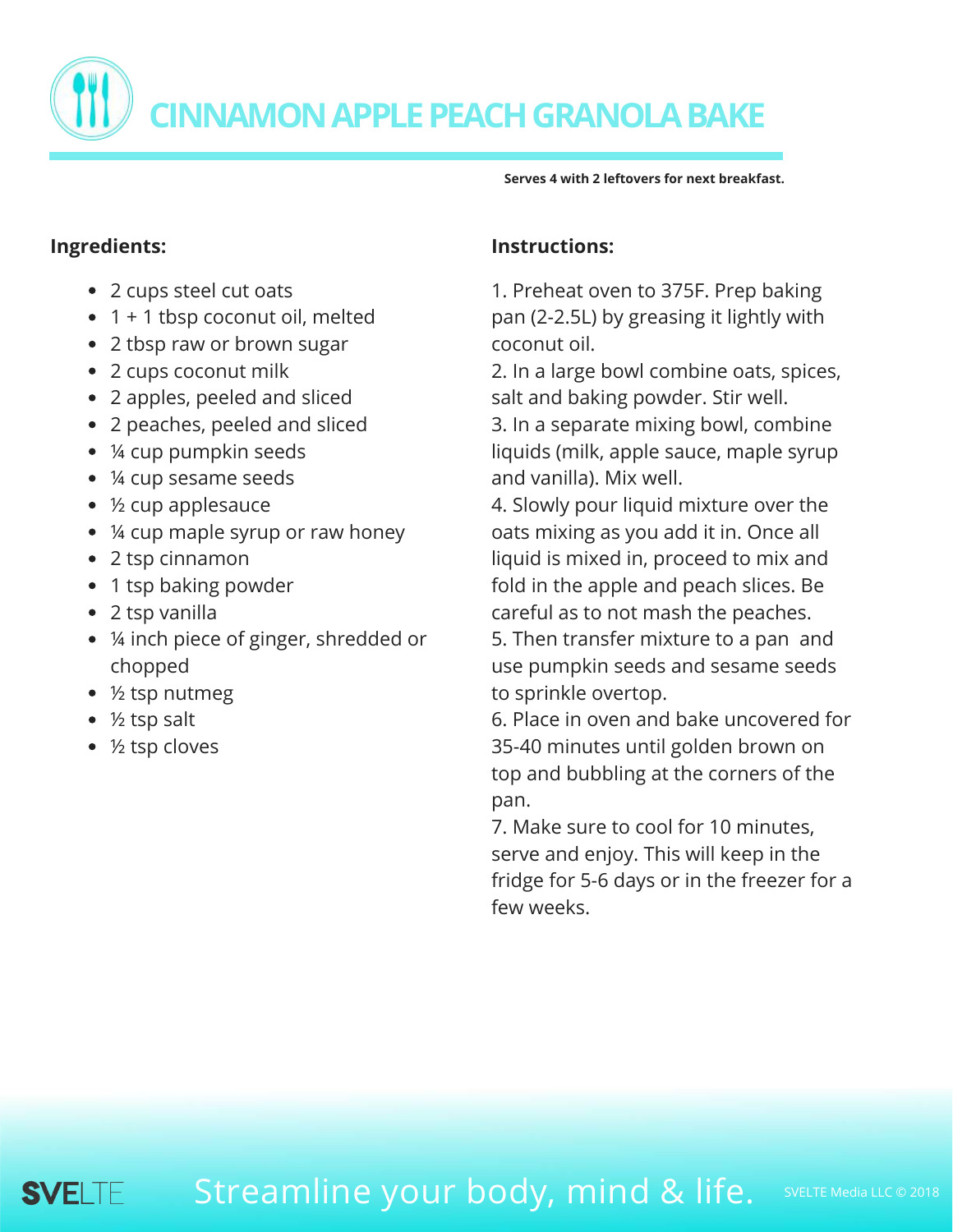# CINNAMON APPLE PEACH GRANOLA BAKE

**Serves 4 with 2 leftovers for next breakfast.**

**Ingredients:**

- 2 cups steel cut oats
- 1 + 1 tbsp coconut oil, melted
- 2 tbsp raw or brown sugar
- 2 cups coconut milk
- 2 apples, peeled and sliced
- 2 peaches, peeled and sliced
- ¼ cup pumpkin seeds
- ¼ cup sesame seeds
- ½ cup applesauce
- ¼ cup maple syrup or raw honey
- 2 tsp cinnamon
- 1 tsp baking powder
- 2 tsp vanilla
- ¼ inch piece of ginger, shredded or chopped
- ½ tsp nutmeg
- ½ tsp salt
- ½ tsp cloves

**Instructions:**

1. Preheat oven to 375F. Prep baking pan (2-2.5L) by greasing it lightly with coconut oil.
2. In a large bowl combine oats, spices, salt and baking powder. Stir well.
3. In a separate mixing bowl, combine liquids (milk, apple sauce, maple syrup and vanilla). Mix well.
4. Slowly pour liquid mixture over the oats mixing as you add it in. Once all liquid is mixed in, proceed to mix and fold in the apple and peach slices. Be careful as to not mash the peaches.
5. Then transfer mixture to a pan and use pumpkin seeds and sesame seeds to sprinkle overtop.
6. Place in oven and bake uncovered for 35-40 minutes until golden brown on top and bubbling at the corners of the pan.
7. Make sure to cool for 10 minutes, serve and enjoy. This will keep in the fridge for 5-6 days or in the freezer for a few weeks.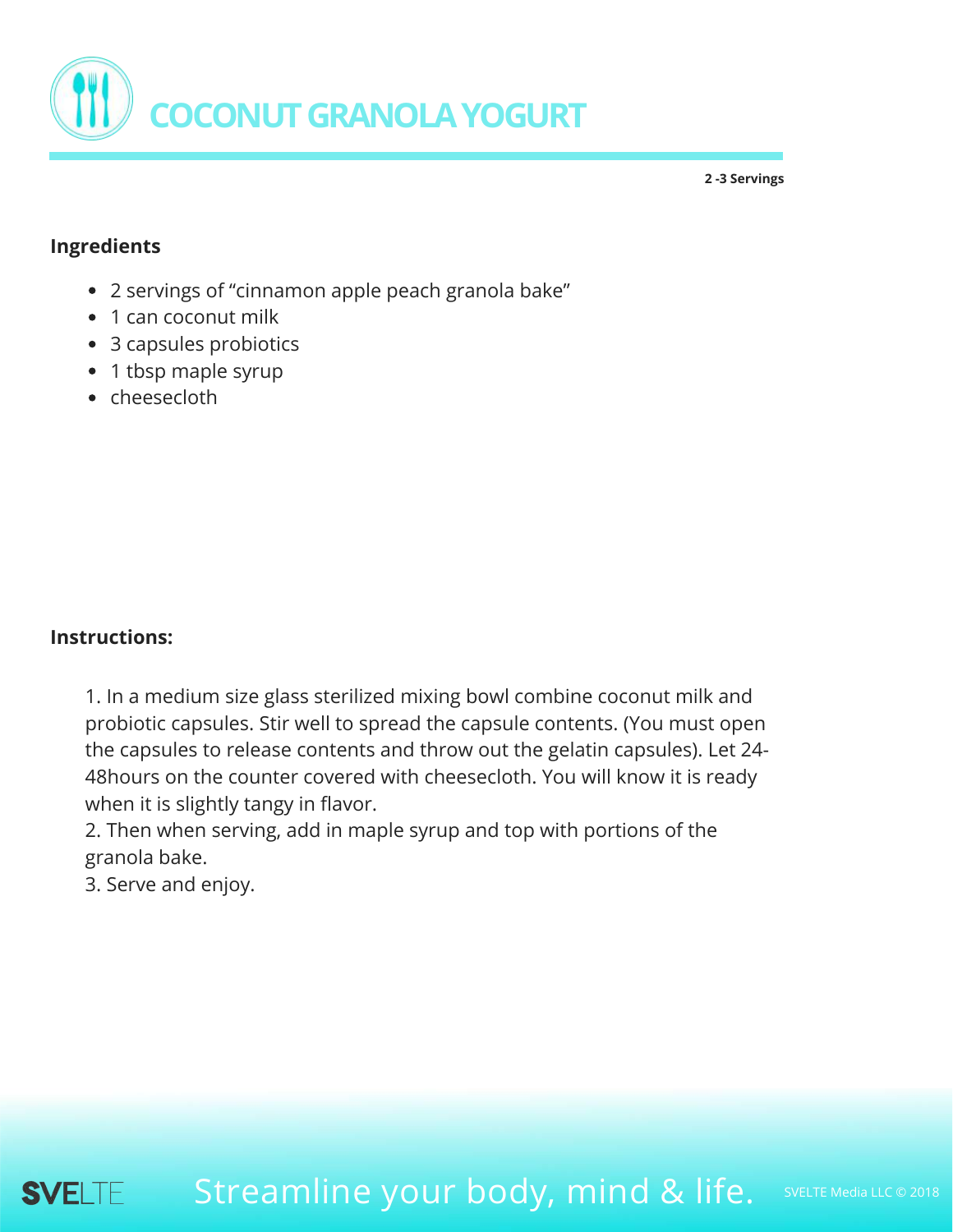# COCONUT GRANOLA YOGURT

**2 -3 Servings**

## Ingredients

- 2 servings of "cinnamon apple peach granola bake"
- 1 can coconut milk
- 3 capsules probiotics
- 1 tbsp maple syrup
- cheesecloth

## Instructions:

1. In a medium size glass sterilized mixing bowl combine coconut milk and probiotic capsules. Stir well to spread the capsule contents. (You must open the capsules to release contents and throw out the gelatin capsules). Let 24-48hours on the counter covered with cheesecloth. You will know it is ready when it is slightly tangy in flavor.
2. Then when serving, add in maple syrup and top with portions of the granola bake.
3. Serve and enjoy.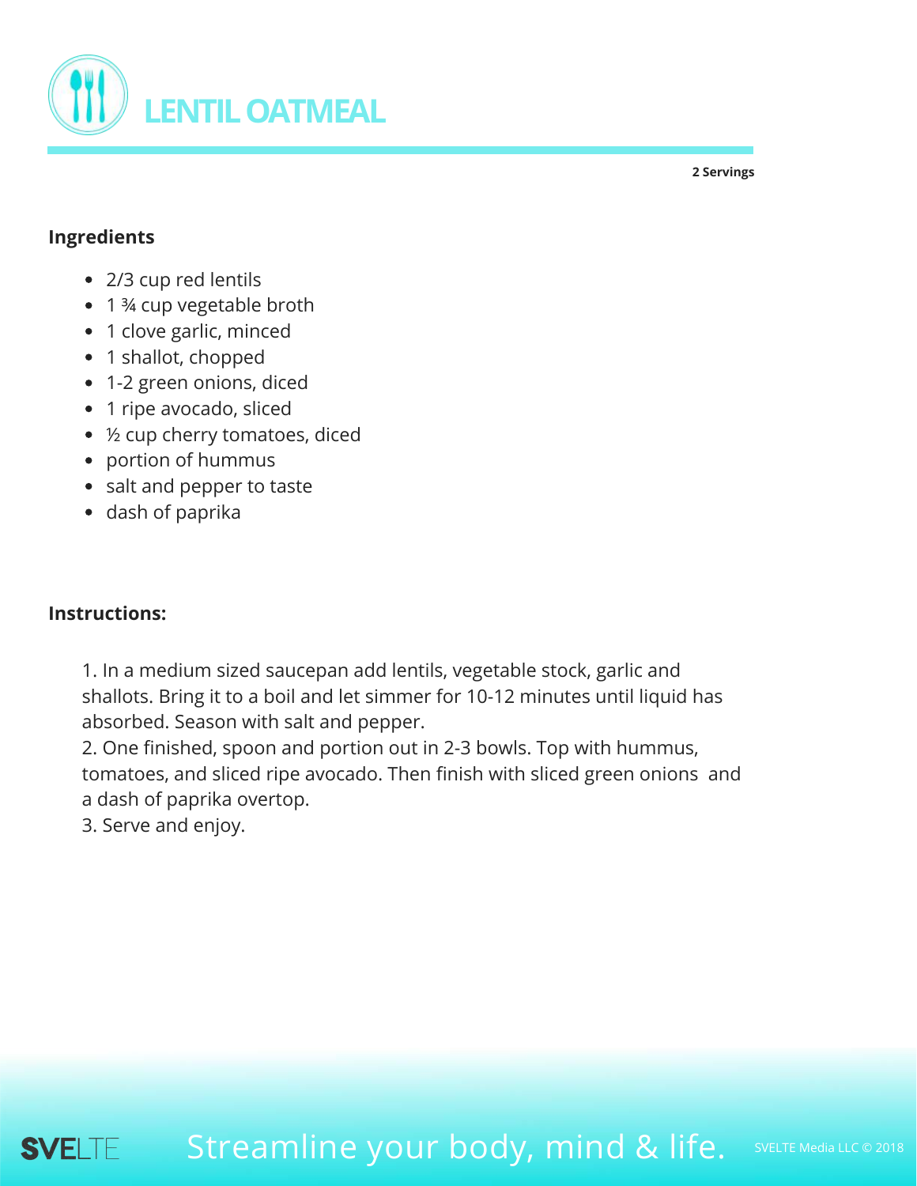# LENTIL OATMEAL

**2 Servings**

## Ingredients

- 2/3 cup red lentils
- 1 ¾ cup vegetable broth
- 1 clove garlic, minced
- 1 shallot, chopped
- 1-2 green onions, diced
- 1 ripe avocado, sliced
- ½ cup cherry tomatoes, diced
- portion of hummus
- salt and pepper to taste
- dash of paprika

## Instructions:

1. In a medium sized saucepan add lentils, vegetable stock, garlic and shallots. Bring it to a boil and let simmer for 10-12 minutes until liquid has absorbed. Season with salt and pepper.
2. One finished, spoon and portion out in 2-3 bowls. Top with hummus, tomatoes, and sliced ripe avocado. Then finish with sliced green onions and a dash of paprika overtop.
3. Serve and enjoy.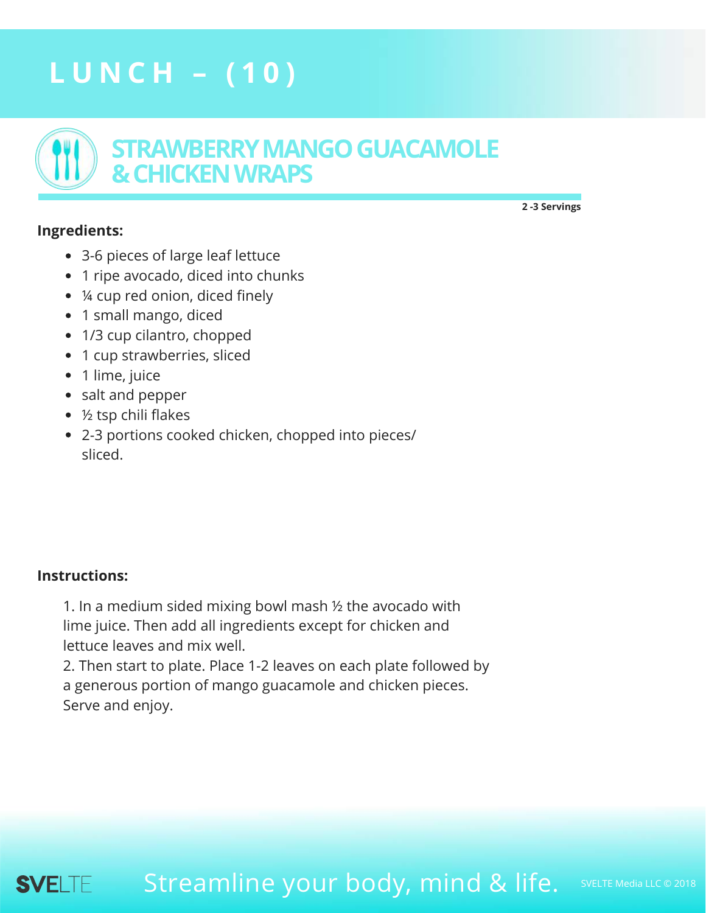# LUNCH – (10)

## STRAWBERRY MANGO GUACAMOLE & CHICKEN WRAPS

**2 -3 Servings**

**Ingredients:**

- 3-6 pieces of large leaf lettuce
- 1 ripe avocado, diced into chunks
- ¼ cup red onion, diced finely
- 1 small mango, diced
- 1/3 cup cilantro, chopped
- 1 cup strawberries, sliced
- 1 lime, juice
- salt and pepper
- ½ tsp chili flakes
- 2-3 portions cooked chicken, chopped into pieces/ sliced.

**Instructions:**

1. In a medium sided mixing bowl mash ½ the avocado with lime juice. Then add all ingredients except for chicken and lettuce leaves and mix well.
2. Then start to plate. Place 1-2 leaves on each plate followed by a generous portion of mango guacamole and chicken pieces. Serve and enjoy.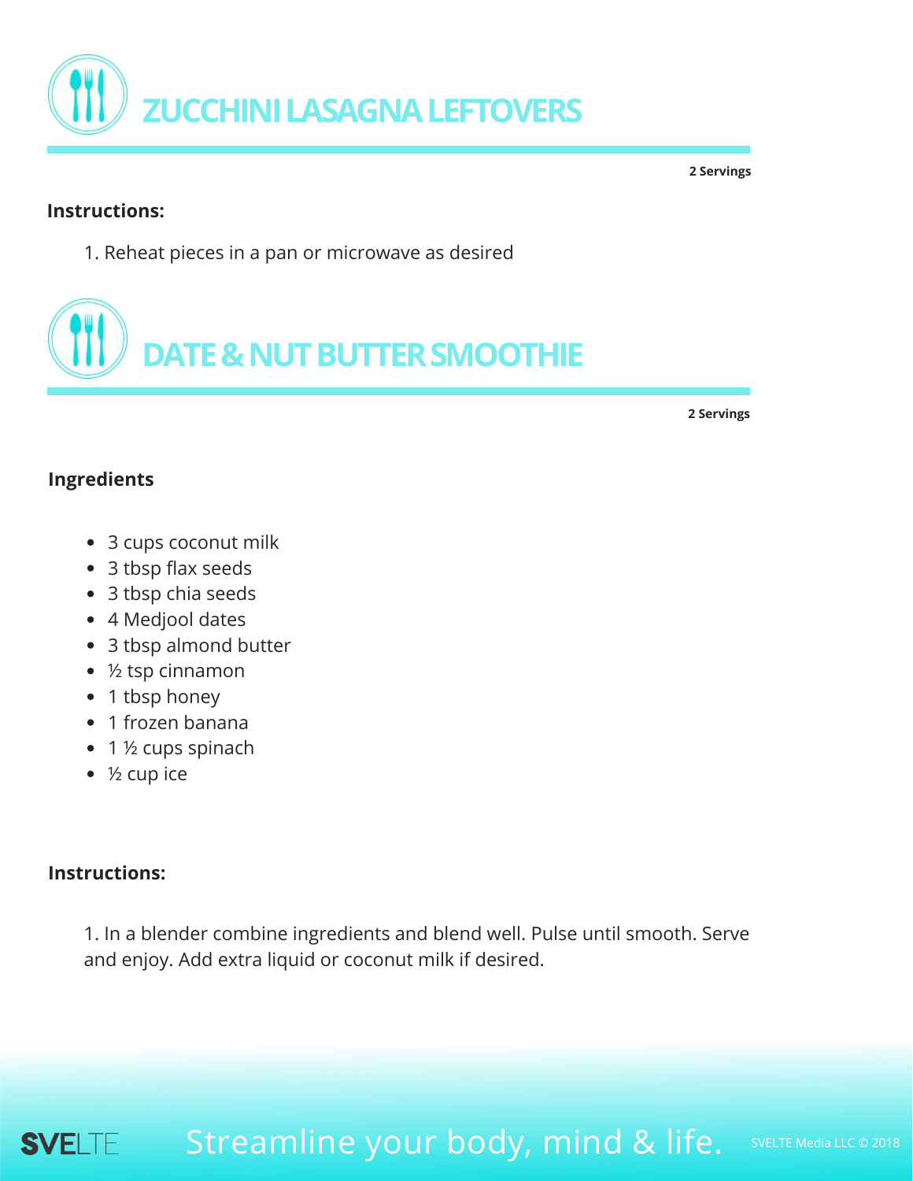# ZUCCHINI LASAGNA LEFTOVERS

**2 Servings**

**Instructions:**

1. Reheat pieces in a pan or microwave as desired

# DATE & NUT BUTTER SMOOTHIE

**2 Servings**

**Ingredients**

- 3 cups coconut milk
- 3 tbsp flax seeds
- 3 tbsp chia seeds
- 4 Medjool dates
- 3 tbsp almond butter
- ½ tsp cinnamon
- 1 tbsp honey
- 1 frozen banana
- 1 ½ cups spinach
- ½ cup ice

**Instructions:**

1. In a blender combine ingredients and blend well. Pulse until smooth. Serve and enjoy. Add extra liquid or coconut milk if desired.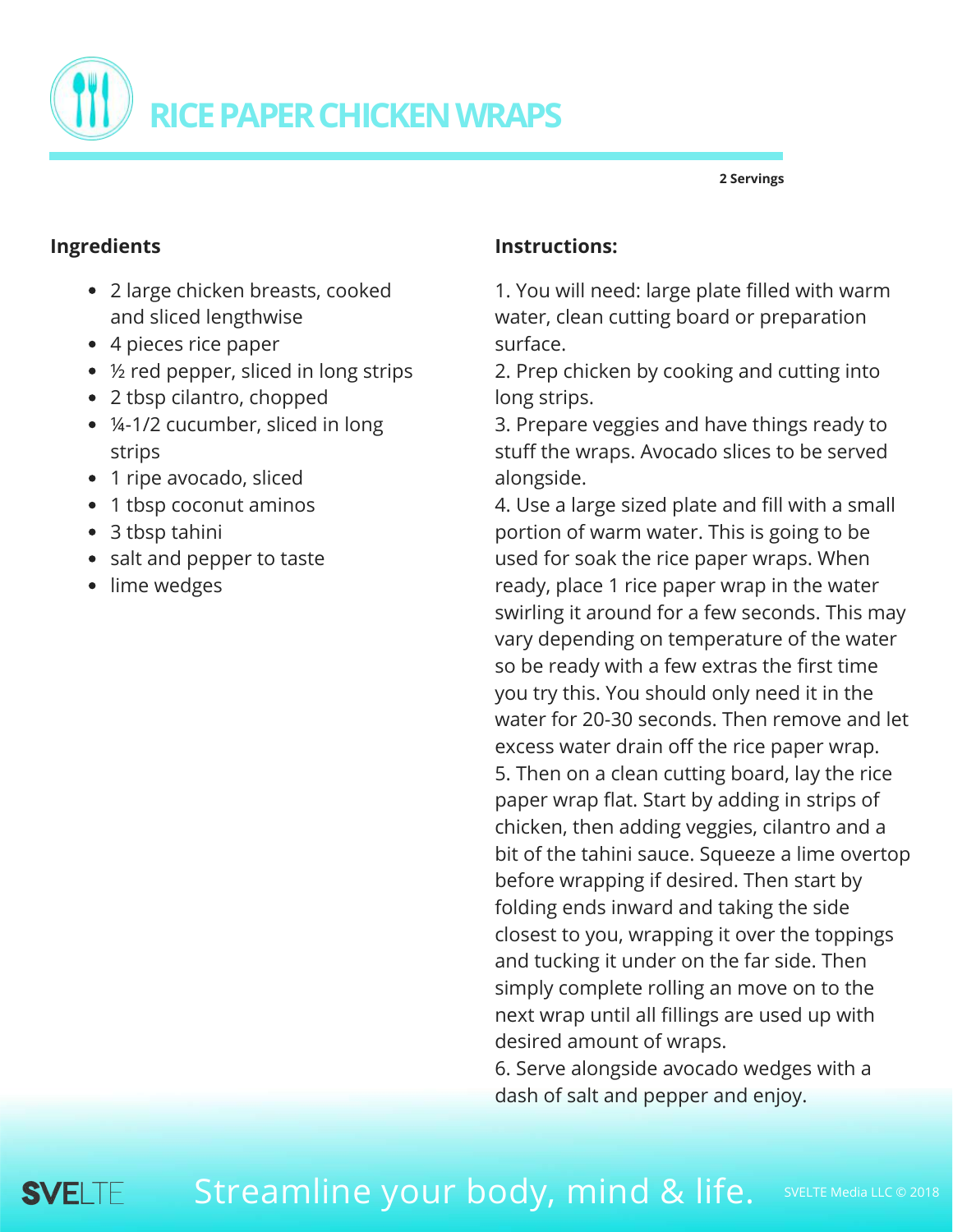# RICE PAPER CHICKEN WRAPS

**2 Servings**

## Ingredients

- 2 large chicken breasts, cooked and sliced lengthwise
- 4 pieces rice paper
- ½ red pepper, sliced in long strips
- 2 tbsp cilantro, chopped
- ¼-1/2 cucumber, sliced in long strips
- 1 ripe avocado, sliced
- 1 tbsp coconut aminos
- 3 tbsp tahini
- salt and pepper to taste
- lime wedges

## Instructions:

1. You will need: large plate filled with warm water, clean cutting board or preparation surface.
2. Prep chicken by cooking and cutting into long strips.
3. Prepare veggies and have things ready to stuff the wraps. Avocado slices to be served alongside.
4. Use a large sized plate and fill with a small portion of warm water. This is going to be used for soak the rice paper wraps. When ready, place 1 rice paper wrap in the water swirling it around for a few seconds. This may vary depending on temperature of the water so be ready with a few extras the first time you try this. You should only need it in the water for 20-30 seconds. Then remove and let excess water drain off the rice paper wrap.
5. Then on a clean cutting board, lay the rice paper wrap flat. Start by adding in strips of chicken, then adding veggies, cilantro and a bit of the tahini sauce. Squeeze a lime overtop before wrapping if desired. Then start by folding ends inward and taking the side closest to you, wrapping it over the toppings and tucking it under on the far side. Then simply complete rolling an move on to the next wrap until all fillings are used up with desired amount of wraps.
6. Serve alongside avocado wedges with a dash of salt and pepper and enjoy.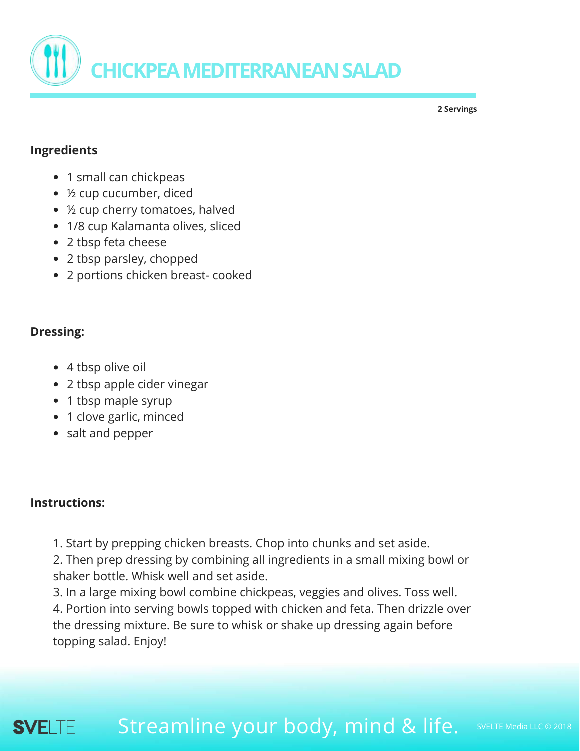# CHICKPEA MEDITERRANEAN SALAD

**2 Servings**

### Ingredients

- 1 small can chickpeas
- ½ cup cucumber, diced
- ½ cup cherry tomatoes, halved
- 1/8 cup Kalamanta olives, sliced
- 2 tbsp feta cheese
- 2 tbsp parsley, chopped
- 2 portions chicken breast- cooked

### Dressing:

- 4 tbsp olive oil
- 2 tbsp apple cider vinegar
- 1 tbsp maple syrup
- 1 clove garlic, minced
- salt and pepper

### Instructions:

1. Start by prepping chicken breasts. Chop into chunks and set aside.
2. Then prep dressing by combining all ingredients in a small mixing bowl or shaker bottle. Whisk well and set aside.
3. In a large mixing bowl combine chickpeas, veggies and olives. Toss well.
4. Portion into serving bowls topped with chicken and feta. Then drizzle over the dressing mixture. Be sure to whisk or shake up dressing again before topping salad. Enjoy!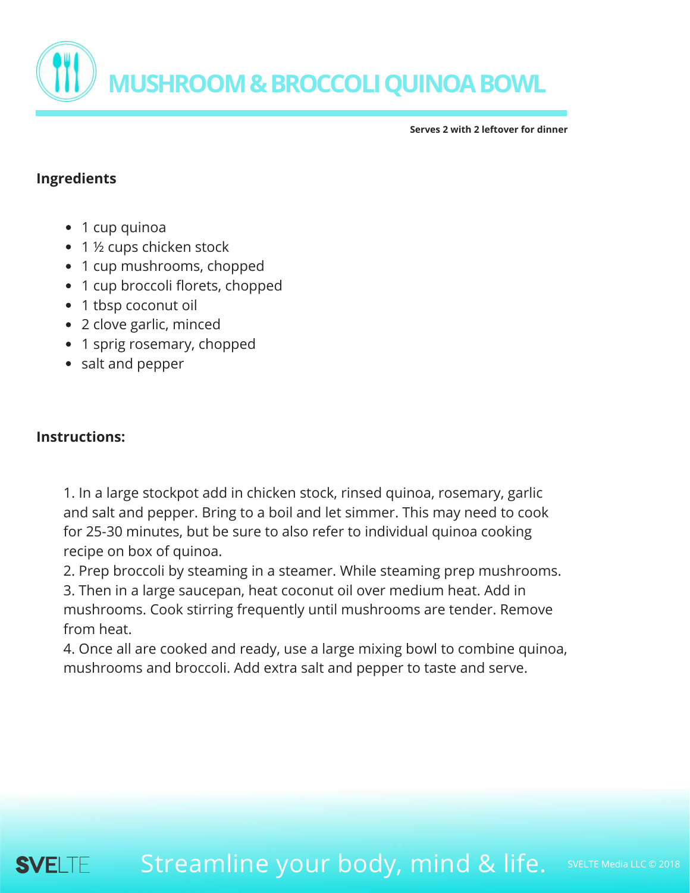# MUSHROOM & BROCCOLI QUINOA BOWL

**Serves 2 with 2 leftover for dinner**

## Ingredients

- 1 cup quinoa
- 1 ½ cups chicken stock
- 1 cup mushrooms, chopped
- 1 cup broccoli florets, chopped
- 1 tbsp coconut oil
- 2 clove garlic, minced
- 1 sprig rosemary, chopped
- salt and pepper

## Instructions:

1. In a large stockpot add in chicken stock, rinsed quinoa, rosemary, garlic and salt and pepper. Bring to a boil and let simmer. This may need to cook for 25-30 minutes, but be sure to also refer to individual quinoa cooking recipe on box of quinoa.
2. Prep broccoli by steaming in a steamer. While steaming prep mushrooms.
3. Then in a large saucepan, heat coconut oil over medium heat. Add in mushrooms. Cook stirring frequently until mushrooms are tender. Remove from heat.
4. Once all are cooked and ready, use a large mixing bowl to combine quinoa, mushrooms and broccoli. Add extra salt and pepper to taste and serve.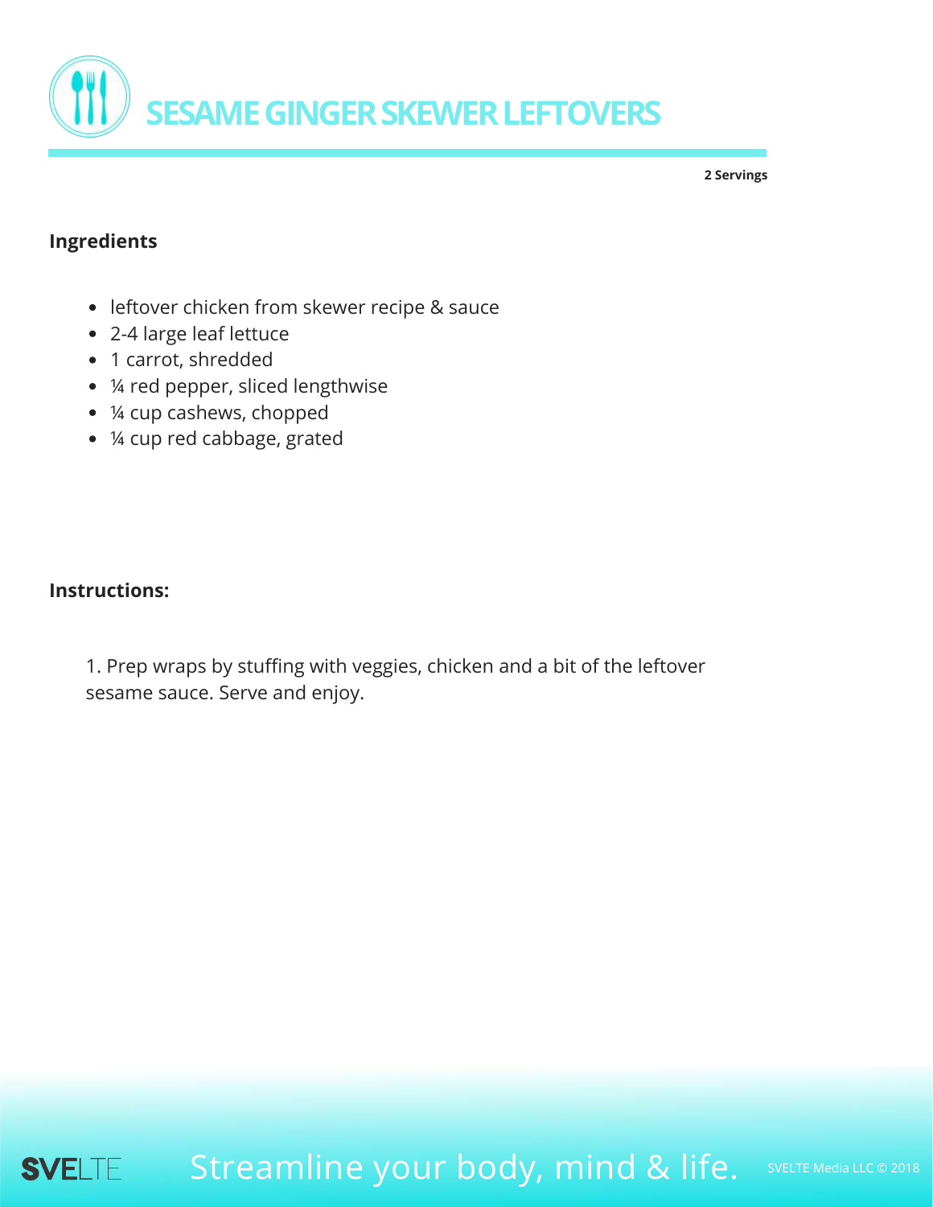# SESAME GINGER SKEWER LEFTOVERS

**2 Servings**

## Ingredients

- leftover chicken from skewer recipe & sauce
- 2-4 large leaf lettuce
- 1 carrot, shredded
- ¼ red pepper, sliced lengthwise
- ¼ cup cashews, chopped
- ¼ cup red cabbage, grated

## Instructions:

1. Prep wraps by stuffing with veggies, chicken and a bit of the leftover sesame sauce. Serve and enjoy.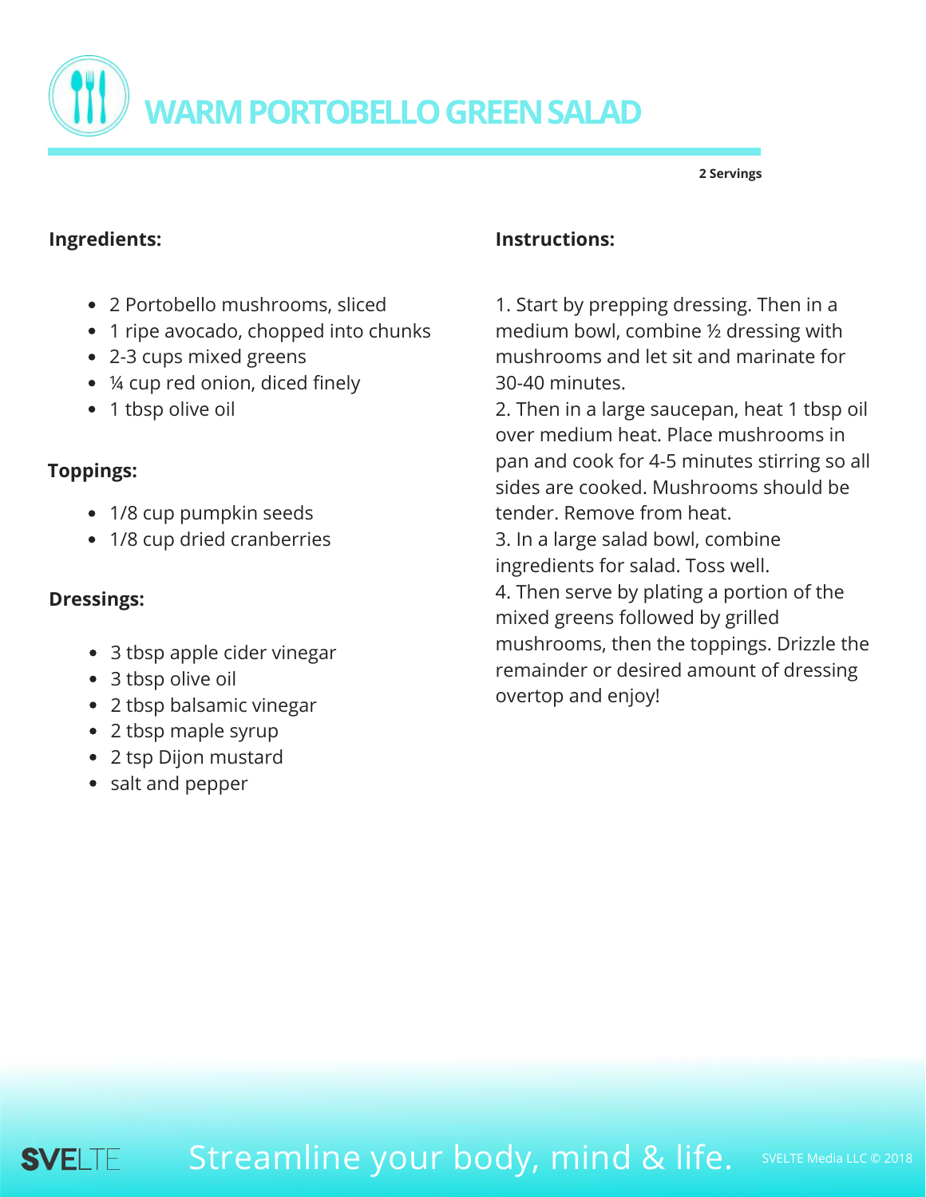# WARM PORTOBELLO GREEN SALAD

**2 Servings**

## Ingredients:

- 2 Portobello mushrooms, sliced
- 1 ripe avocado, chopped into chunks
- 2-3 cups mixed greens
- ¼ cup red onion, diced finely
- 1 tbsp olive oil

## Toppings:

- 1/8 cup pumpkin seeds
- 1/8 cup dried cranberries

## Dressings:

- 3 tbsp apple cider vinegar
- 3 tbsp olive oil
- 2 tbsp balsamic vinegar
- 2 tbsp maple syrup
- 2 tsp Dijon mustard
- salt and pepper

## Instructions:

1. Start by prepping dressing. Then in a medium bowl, combine ½ dressing with mushrooms and let sit and marinate for 30-40 minutes.
2. Then in a large saucepan, heat 1 tbsp oil over medium heat. Place mushrooms in pan and cook for 4-5 minutes stirring so all sides are cooked. Mushrooms should be tender. Remove from heat.
3. In a large salad bowl, combine ingredients for salad. Toss well.
4. Then serve by plating a portion of the mixed greens followed by grilled mushrooms, then the toppings. Drizzle the remainder or desired amount of dressing overtop and enjoy!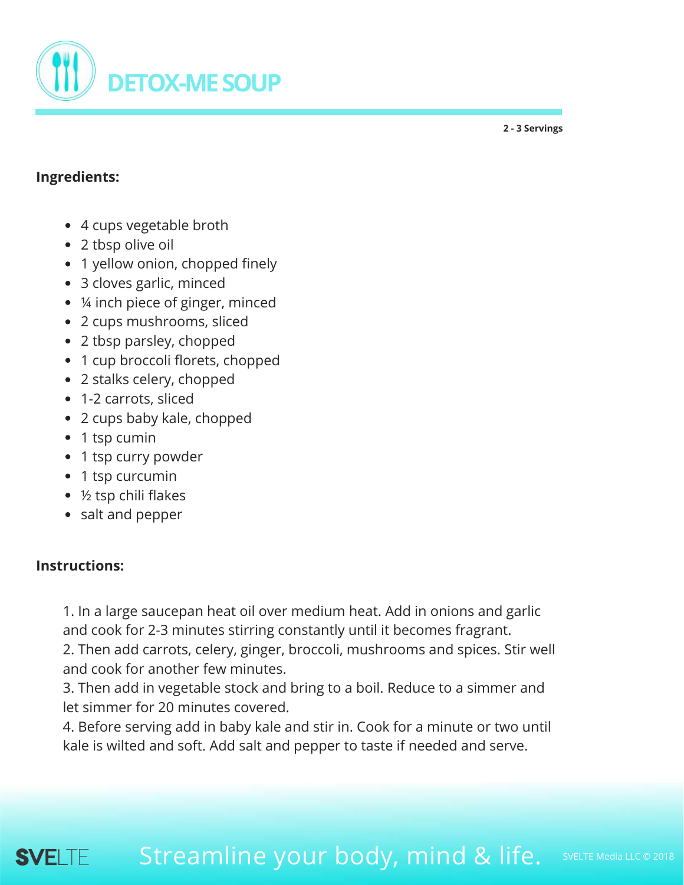# DETOX-ME SOUP

**2 - 3 Servings**

**Ingredients:**

- 4 cups vegetable broth
- 2 tbsp olive oil
- 1 yellow onion, chopped finely
- 3 cloves garlic, minced
- ¼ inch piece of ginger, minced
- 2 cups mushrooms, sliced
- 2 tbsp parsley, chopped
- 1 cup broccoli florets, chopped
- 2 stalks celery, chopped
- 1-2 carrots, sliced
- 2 cups baby kale, chopped
- 1 tsp cumin
- 1 tsp curry powder
- 1 tsp curcumin
- ½ tsp chili flakes
- salt and pepper

**Instructions:**

1. In a large saucepan heat oil over medium heat. Add in onions and garlic and cook for 2-3 minutes stirring constantly until it becomes fragrant.
2. Then add carrots, celery, ginger, broccoli, mushrooms and spices. Stir well and cook for another few minutes.
3. Then add in vegetable stock and bring to a boil. Reduce to a simmer and let simmer for 20 minutes covered.
4. Before serving add in baby kale and stir in. Cook for a minute or two until kale is wilted and soft. Add salt and pepper to taste if needed and serve.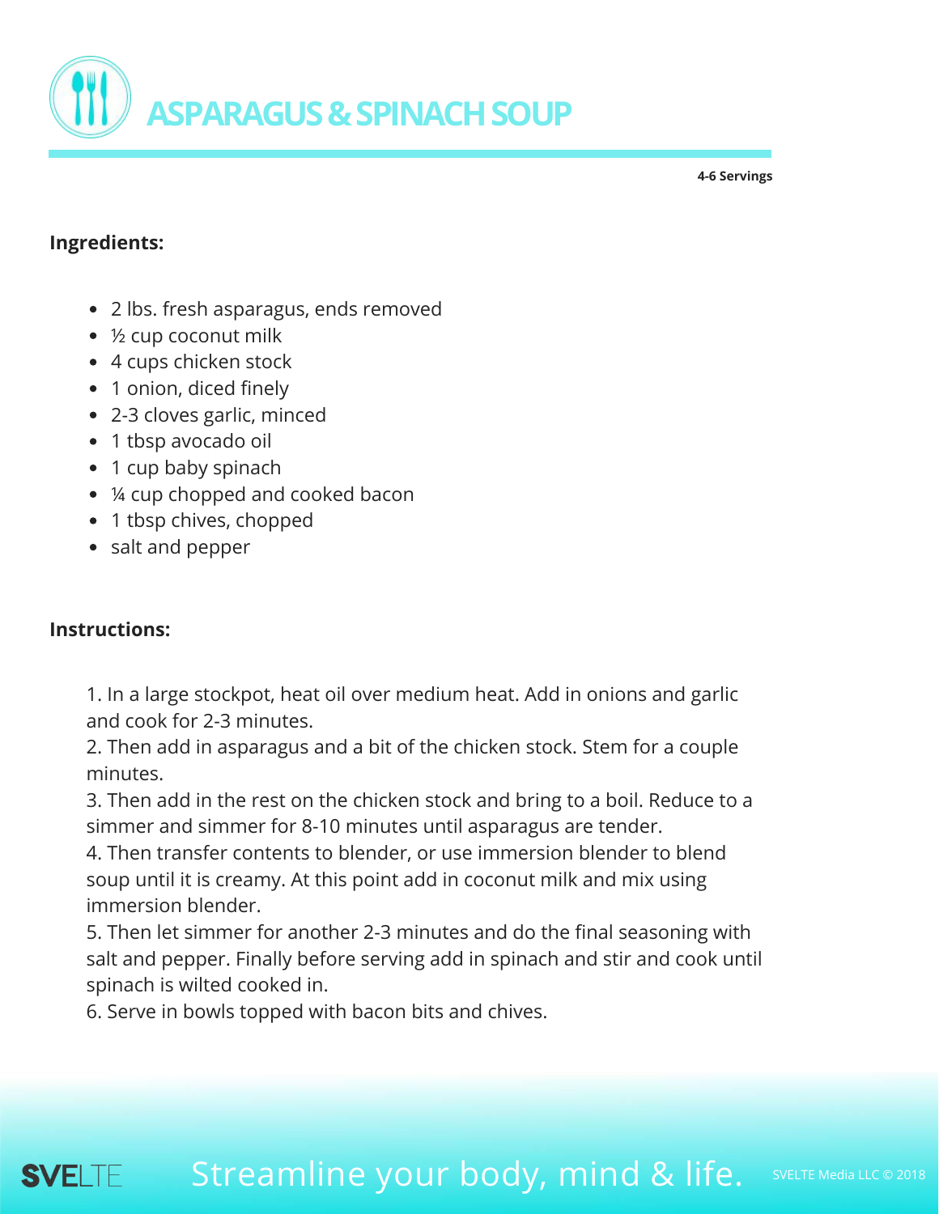# ASPARAGUS & SPINACH SOUP

**4-6 Servings**

**Ingredients:**

- 2 lbs. fresh asparagus, ends removed
- ½ cup coconut milk
- 4 cups chicken stock
- 1 onion, diced finely
- 2-3 cloves garlic, minced
- 1 tbsp avocado oil
- 1 cup baby spinach
- ¼ cup chopped and cooked bacon
- 1 tbsp chives, chopped
- salt and pepper

**Instructions:**

1. In a large stockpot, heat oil over medium heat. Add in onions and garlic and cook for 2-3 minutes.
2. Then add in asparagus and a bit of the chicken stock. Stem for a couple minutes.
3. Then add in the rest on the chicken stock and bring to a boil. Reduce to a simmer and simmer for 8-10 minutes until asparagus are tender.
4. Then transfer contents to blender, or use immersion blender to blend soup until it is creamy. At this point add in coconut milk and mix using immersion blender.
5. Then let simmer for another 2-3 minutes and do the final seasoning with salt and pepper. Finally before serving add in spinach and stir and cook until spinach is wilted cooked in.
6. Serve in bowls topped with bacon bits and chives.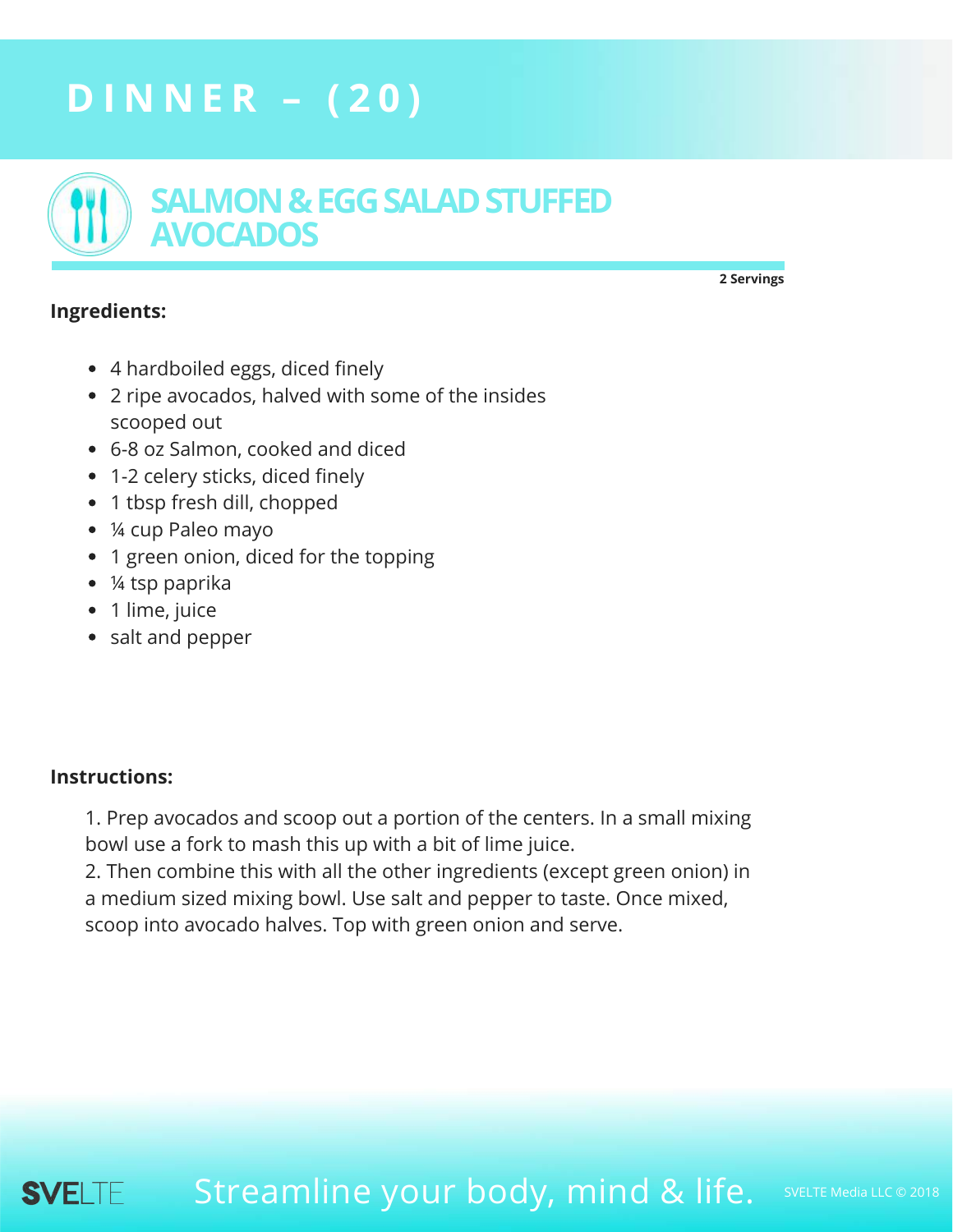# DINNER – (20)

## SALMON & EGG SALAD STUFFED AVOCADOS

**2 Servings**

**Ingredients:**

- 4 hardboiled eggs, diced finely
- 2 ripe avocados, halved with some of the insides scooped out
- 6-8 oz Salmon, cooked and diced
- 1-2 celery sticks, diced finely
- 1 tbsp fresh dill, chopped
- ¼ cup Paleo mayo
- 1 green onion, diced for the topping
- ¼ tsp paprika
- 1 lime, juice
- salt and pepper

**Instructions:**

1. Prep avocados and scoop out a portion of the centers. In a small mixing bowl use a fork to mash this up with a bit of lime juice.
2. Then combine this with all the other ingredients (except green onion) in a medium sized mixing bowl. Use salt and pepper to taste. Once mixed, scoop into avocado halves. Top with green onion and serve.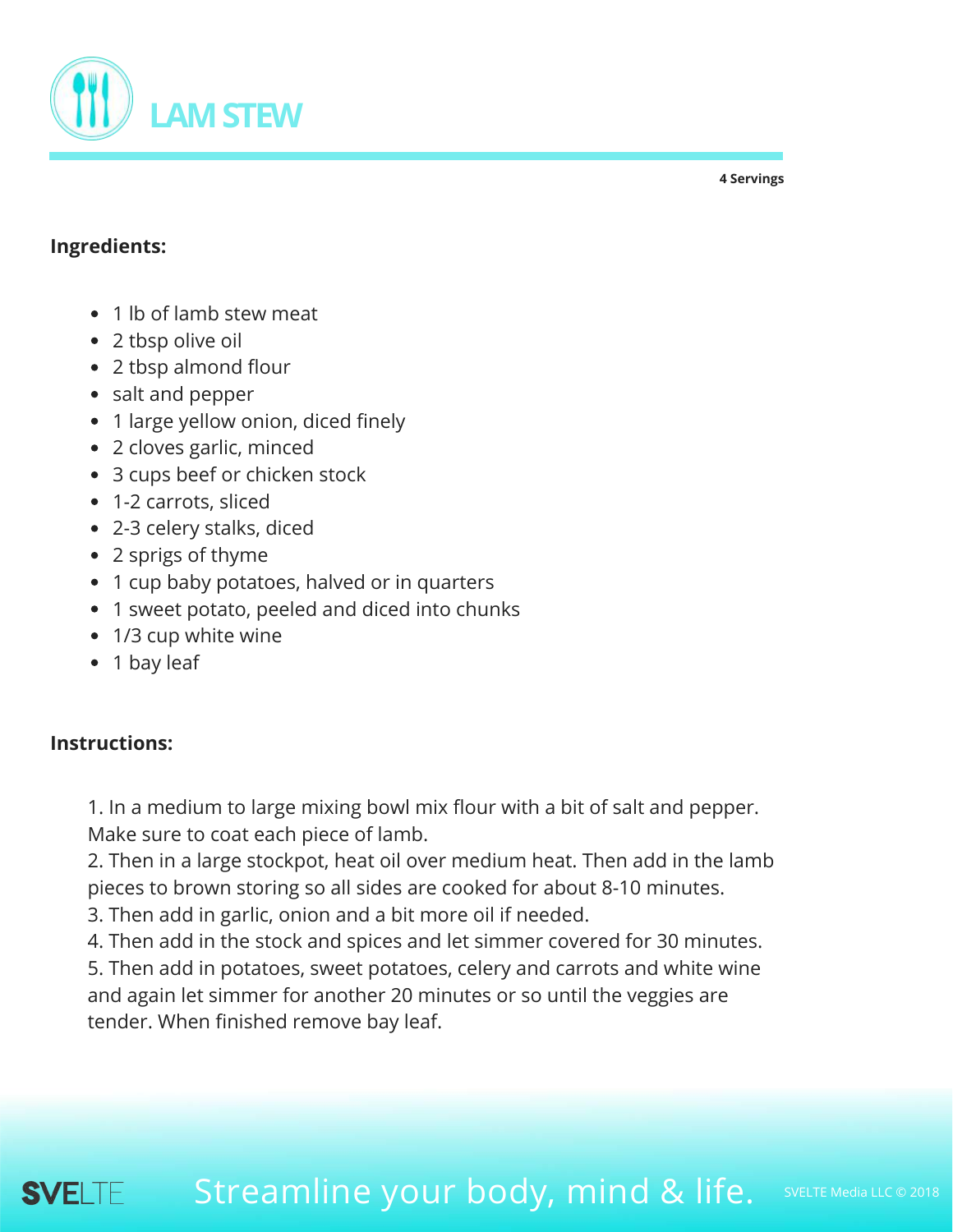# LAM STEW

**4 Servings**

**Ingredients:**

- 1 lb of lamb stew meat
- 2 tbsp olive oil
- 2 tbsp almond flour
- salt and pepper
- 1 large yellow onion, diced finely
- 2 cloves garlic, minced
- 3 cups beef or chicken stock
- 1-2 carrots, sliced
- 2-3 celery stalks, diced
- 2 sprigs of thyme
- 1 cup baby potatoes, halved or in quarters
- 1 sweet potato, peeled and diced into chunks
- 1/3 cup white wine
- 1 bay leaf

**Instructions:**

1. In a medium to large mixing bowl mix flour with a bit of salt and pepper. Make sure to coat each piece of lamb.
2. Then in a large stockpot, heat oil over medium heat. Then add in the lamb pieces to brown storing so all sides are cooked for about 8-10 minutes.
3. Then add in garlic, onion and a bit more oil if needed.
4. Then add in the stock and spices and let simmer covered for 30 minutes.
5. Then add in potatoes, sweet potatoes, celery and carrots and white wine and again let simmer for another 20 minutes or so until the veggies are tender. When finished remove bay leaf.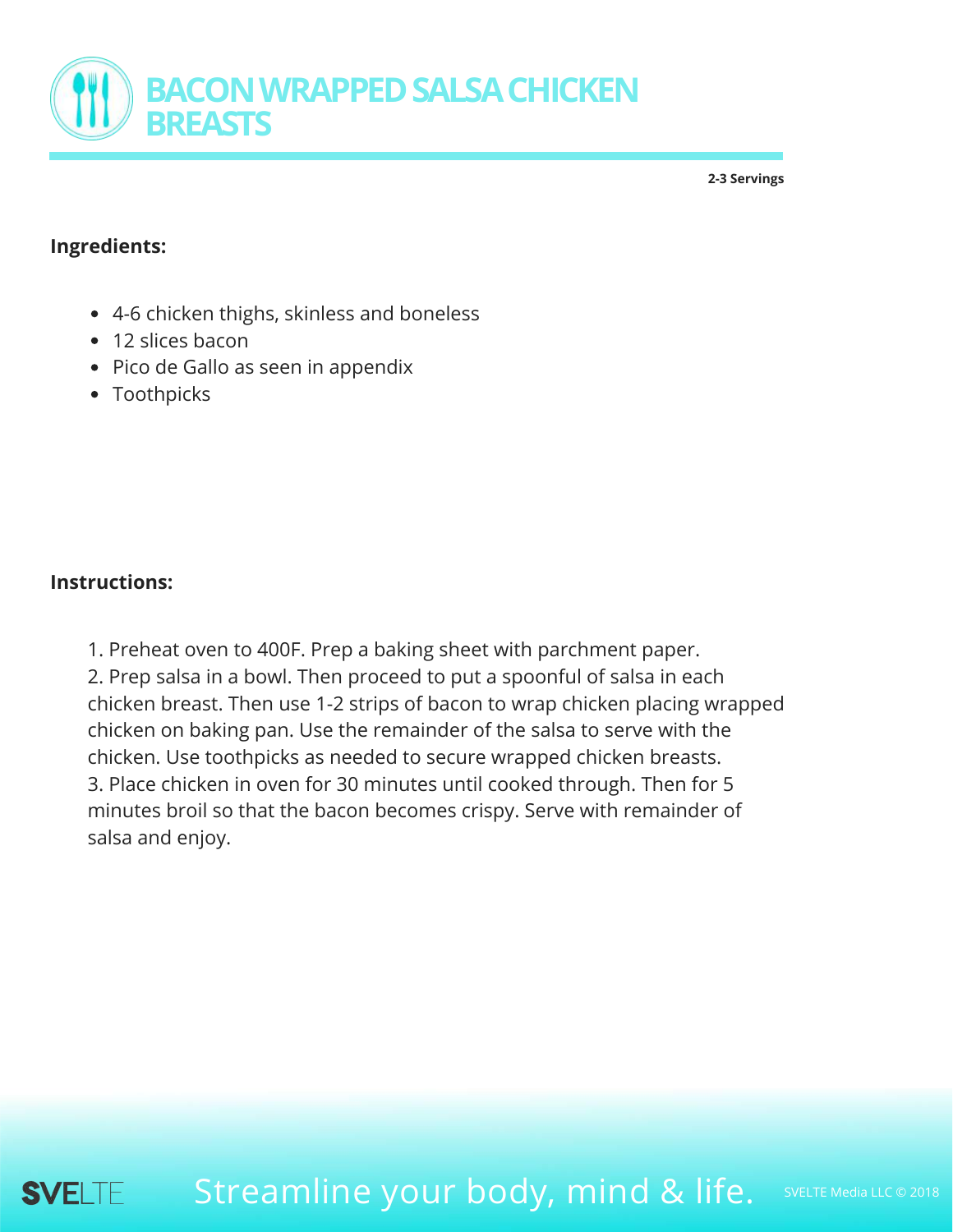# BACON WRAPPED SALSA CHICKEN BREASTS

**2-3 Servings**

**Ingredients:**

- 4-6 chicken thighs, skinless and boneless
- 12 slices bacon
- Pico de Gallo as seen in appendix
- Toothpicks

**Instructions:**

1. Preheat oven to 400F. Prep a baking sheet with parchment paper.
2. Prep salsa in a bowl. Then proceed to put a spoonful of salsa in each chicken breast. Then use 1-2 strips of bacon to wrap chicken placing wrapped chicken on baking pan. Use the remainder of the salsa to serve with the chicken. Use toothpicks as needed to secure wrapped chicken breasts.
3. Place chicken in oven for 30 minutes until cooked through. Then for 5 minutes broil so that the bacon becomes crispy. Serve with remainder of salsa and enjoy.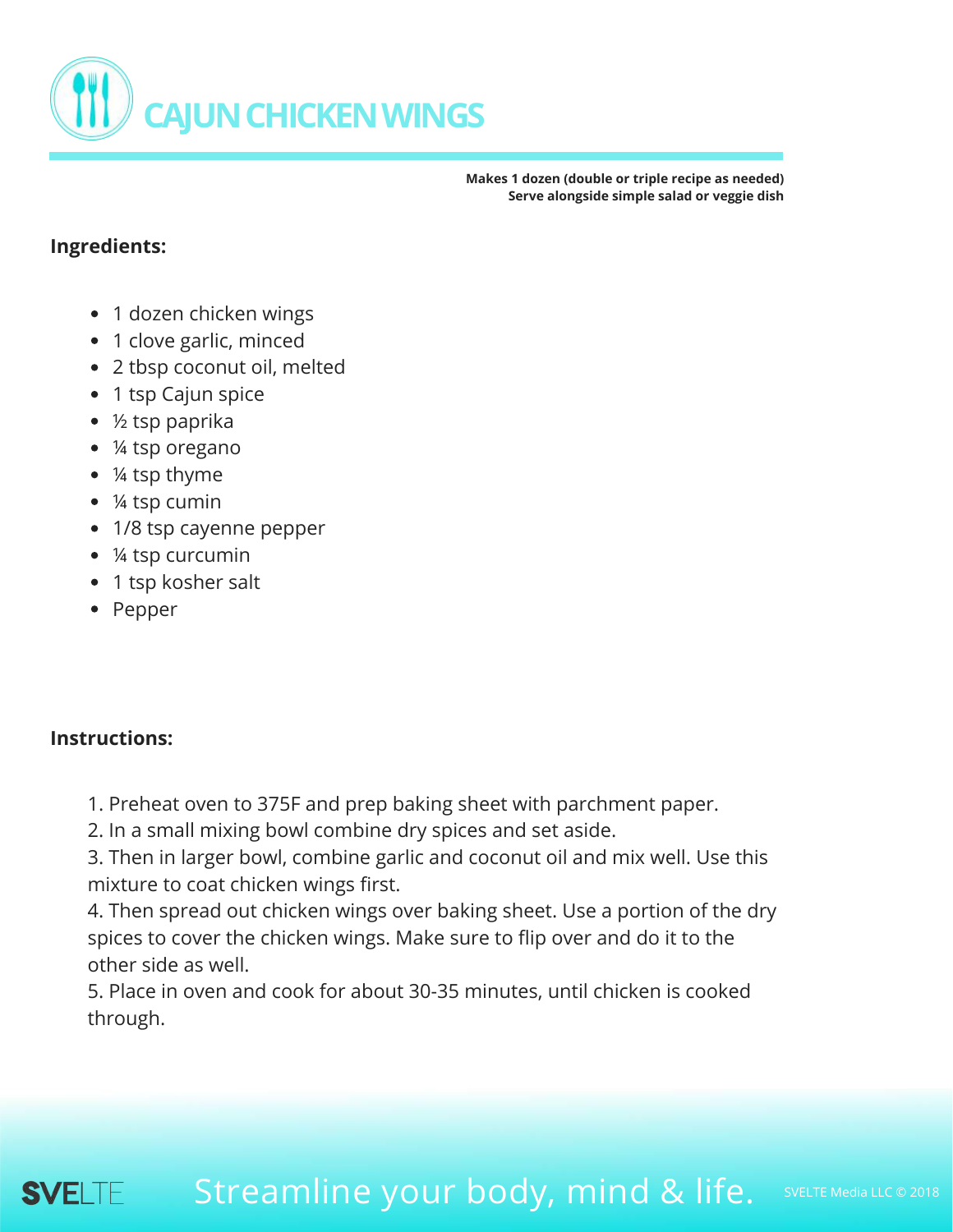# CAJUN CHICKEN WINGS

**Makes 1 dozen (double or triple recipe as needed)**
**Serve alongside simple salad or veggie dish**

**Ingredients:**

- 1 dozen chicken wings
- 1 clove garlic, minced
- 2 tbsp coconut oil, melted
- 1 tsp Cajun spice
- ½ tsp paprika
- ¼ tsp oregano
- ¼ tsp thyme
- ¼ tsp cumin
- 1/8 tsp cayenne pepper
- ¼ tsp curcumin
- 1 tsp kosher salt
- Pepper

**Instructions:**

1. Preheat oven to 375F and prep baking sheet with parchment paper.
2. In a small mixing bowl combine dry spices and set aside.
3. Then in larger bowl, combine garlic and coconut oil and mix well. Use this mixture to coat chicken wings first.
4. Then spread out chicken wings over baking sheet. Use a portion of the dry spices to cover the chicken wings. Make sure to flip over and do it to the other side as well.
5. Place in oven and cook for about 30-35 minutes, until chicken is cooked through.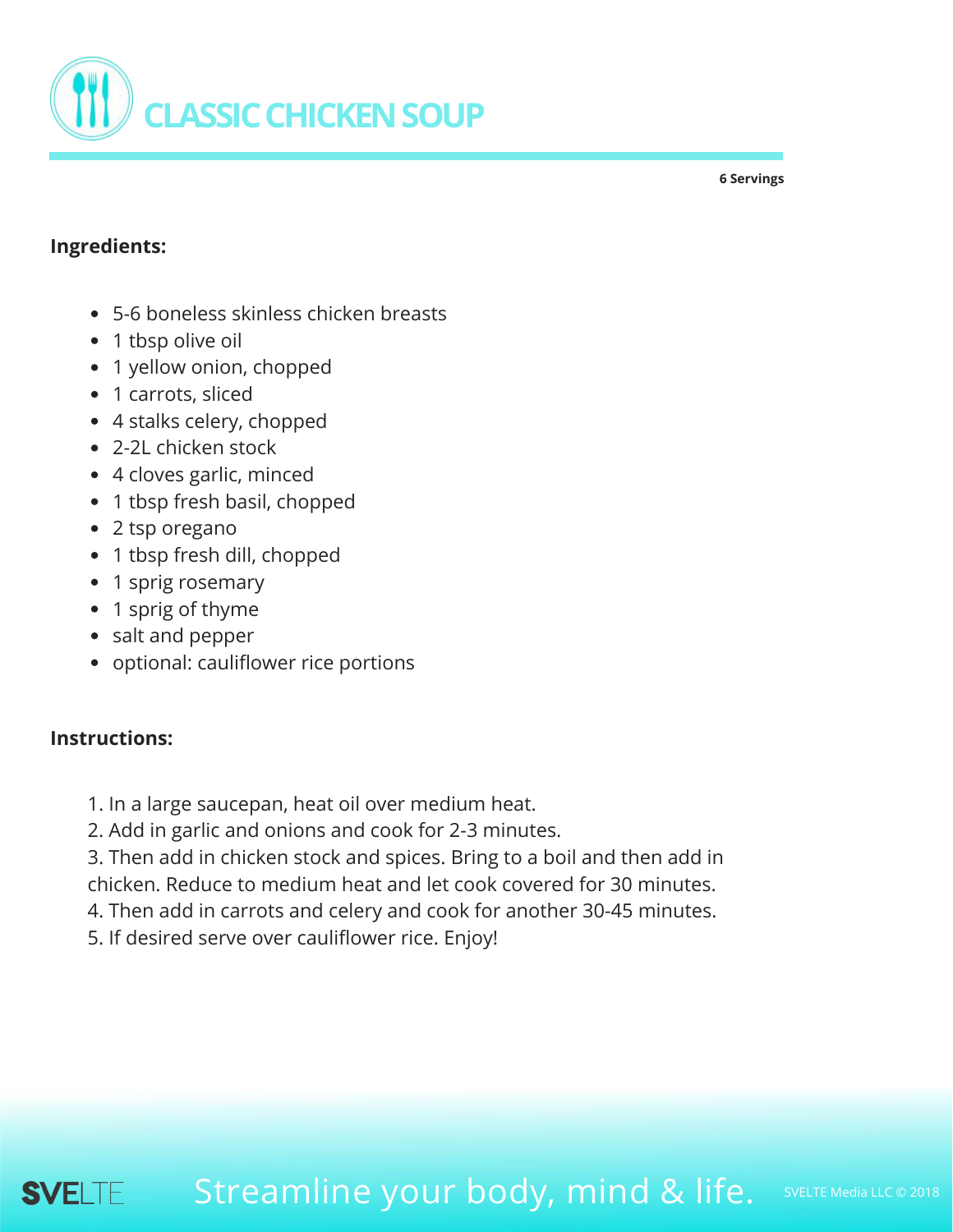# CLASSIC CHICKEN SOUP

**6 Servings**

**Ingredients:**

- 5-6 boneless skinless chicken breasts
- 1 tbsp olive oil
- 1 yellow onion, chopped
- 1 carrots, sliced
- 4 stalks celery, chopped
- 2-2L chicken stock
- 4 cloves garlic, minced
- 1 tbsp fresh basil, chopped
- 2 tsp oregano
- 1 tbsp fresh dill, chopped
- 1 sprig rosemary
- 1 sprig of thyme
- salt and pepper
- optional: cauliflower rice portions

**Instructions:**

1. In a large saucepan, heat oil over medium heat.
2. Add in garlic and onions and cook for 2-3 minutes.
3. Then add in chicken stock and spices. Bring to a boil and then add in chicken. Reduce to medium heat and let cook covered for 30 minutes.
4. Then add in carrots and celery and cook for another 30-45 minutes.
5. If desired serve over cauliflower rice. Enjoy!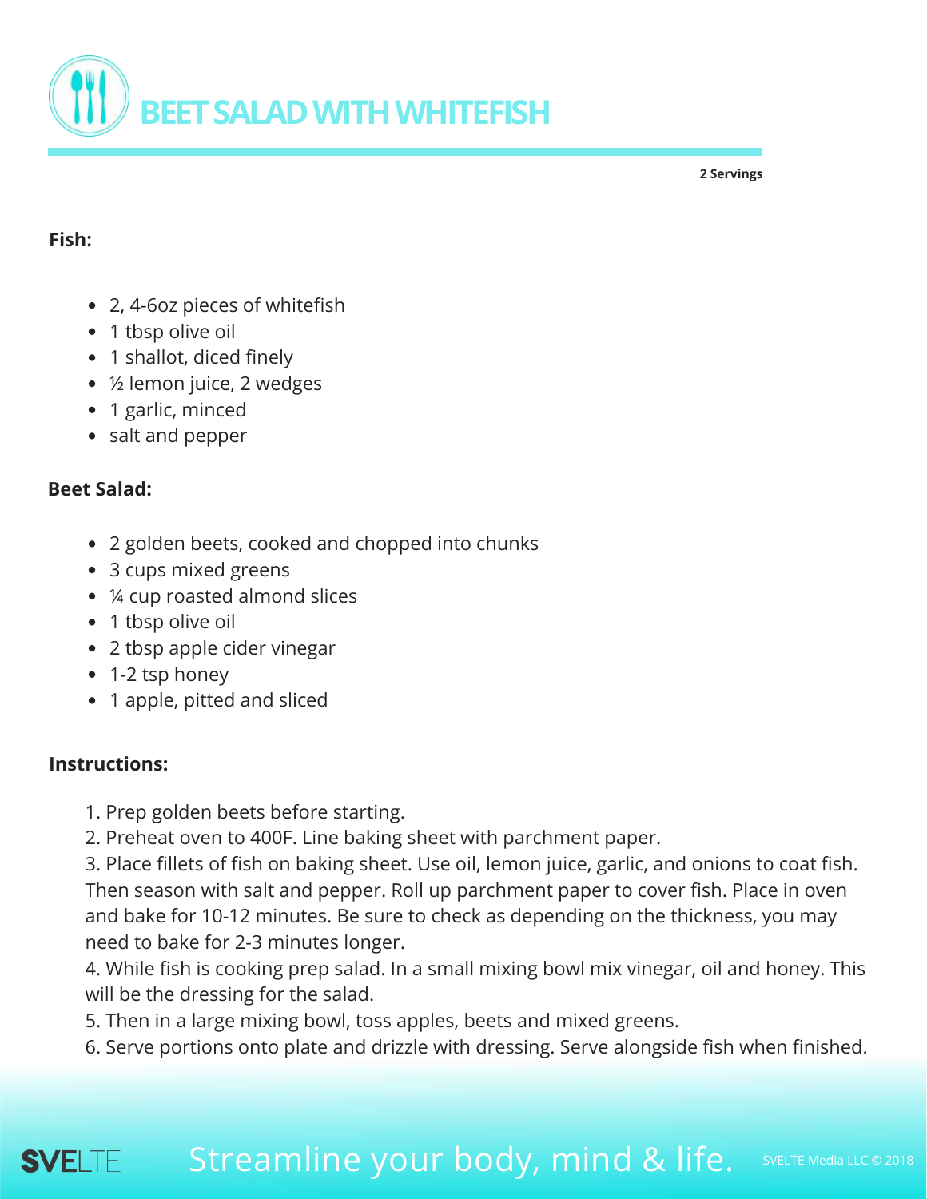# BEET SALAD WITH WHITEFISH

**2 Servings**

**Fish:**

- 2, 4-6oz pieces of whitefish
- 1 tbsp olive oil
- 1 shallot, diced finely
- ½ lemon juice, 2 wedges
- 1 garlic, minced
- salt and pepper

**Beet Salad:**

- 2 golden beets, cooked and chopped into chunks
- 3 cups mixed greens
- ¼ cup roasted almond slices
- 1 tbsp olive oil
- 2 tbsp apple cider vinegar
- 1-2 tsp honey
- 1 apple, pitted and sliced

**Instructions:**

1. Prep golden beets before starting.
2. Preheat oven to 400F. Line baking sheet with parchment paper.
3. Place fillets of fish on baking sheet. Use oil, lemon juice, garlic, and onions to coat fish. Then season with salt and pepper. Roll up parchment paper to cover fish. Place in oven and bake for 10-12 minutes. Be sure to check as depending on the thickness, you may need to bake for 2-3 minutes longer.
4. While fish is cooking prep salad. In a small mixing bowl mix vinegar, oil and honey. This will be the dressing for the salad.
5. Then in a large mixing bowl, toss apples, beets and mixed greens.
6. Serve portions onto plate and drizzle with dressing. Serve alongside fish when finished.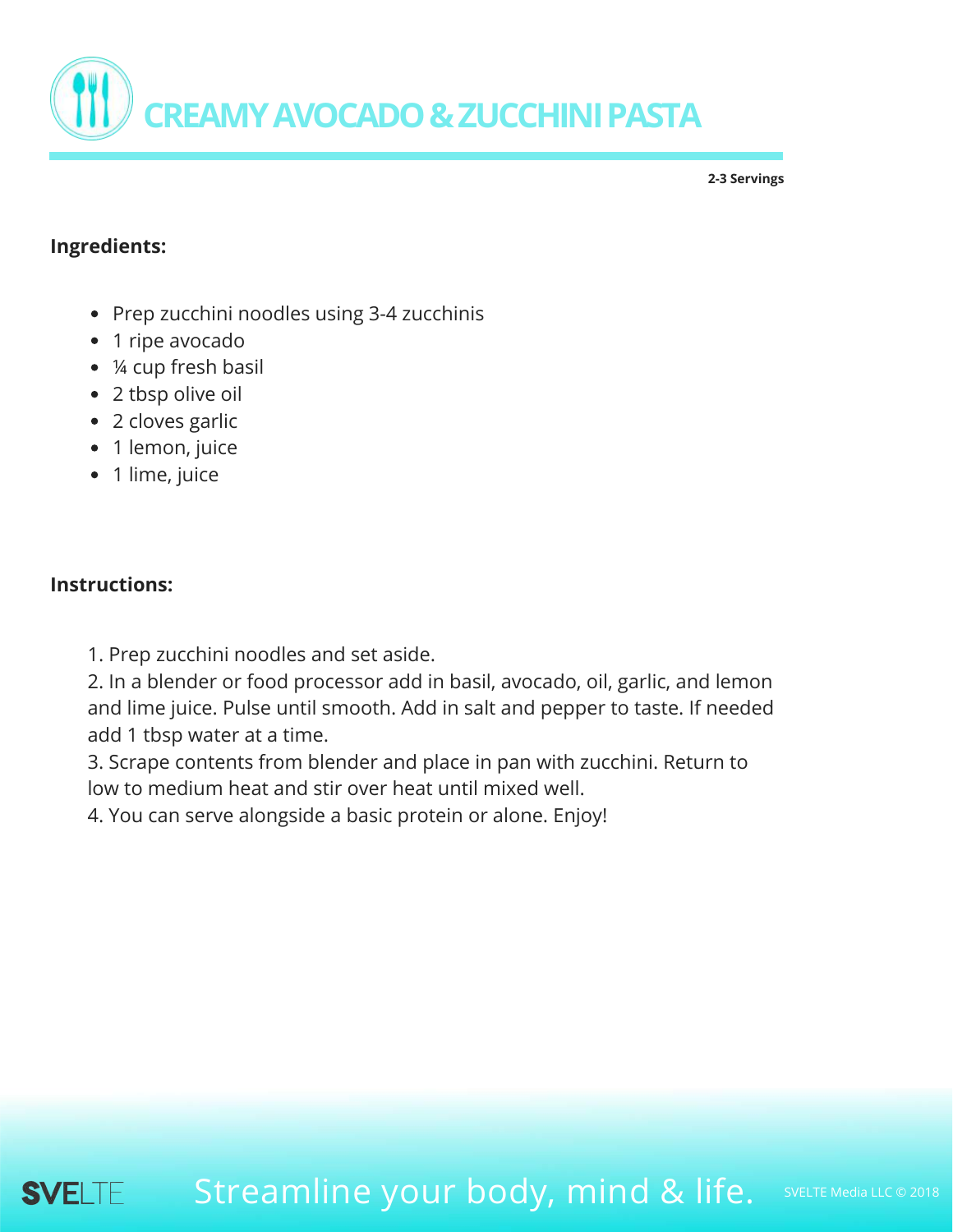# CREAMY AVOCADO & ZUCCHINI PASTA

**2-3 Servings**

**Ingredients:**

- Prep zucchini noodles using 3-4 zucchinis
- 1 ripe avocado
- ¼ cup fresh basil
- 2 tbsp olive oil
- 2 cloves garlic
- 1 lemon, juice
- 1 lime, juice

**Instructions:**

1. Prep zucchini noodles and set aside.
2. In a blender or food processor add in basil, avocado, oil, garlic, and lemon and lime juice. Pulse until smooth. Add in salt and pepper to taste. If needed add 1 tbsp water at a time.
3. Scrape contents from blender and place in pan with zucchini. Return to low to medium heat and stir over heat until mixed well.
4. You can serve alongside a basic protein or alone. Enjoy!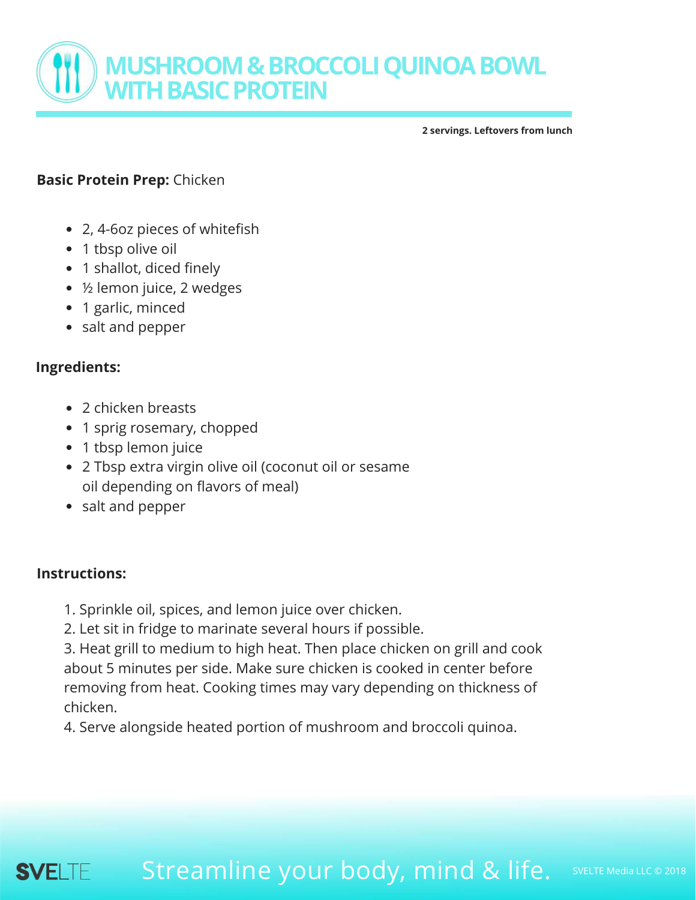# MUSHROOM & BROCCOLI QUINOA BOWL WITH BASIC PROTEIN

**2 servings. Leftovers from lunch**

**Basic Protein Prep:** Chicken

- 2, 4-6oz pieces of whitefish
- 1 tbsp olive oil
- 1 shallot, diced finely
- ½ lemon juice, 2 wedges
- 1 garlic, minced
- salt and pepper

**Ingredients:**

- 2 chicken breasts
- 1 sprig rosemary, chopped
- 1 tbsp lemon juice
- 2 Tbsp extra virgin olive oil (coconut oil or sesame oil depending on flavors of meal)
- salt and pepper

**Instructions:**

1. Sprinkle oil, spices, and lemon juice over chicken.
2. Let sit in fridge to marinate several hours if possible.
3. Heat grill to medium to high heat. Then place chicken on grill and cook about 5 minutes per side. Make sure chicken is cooked in center before removing from heat. Cooking times may vary depending on thickness of chicken.
4. Serve alongside heated portion of mushroom and broccoli quinoa.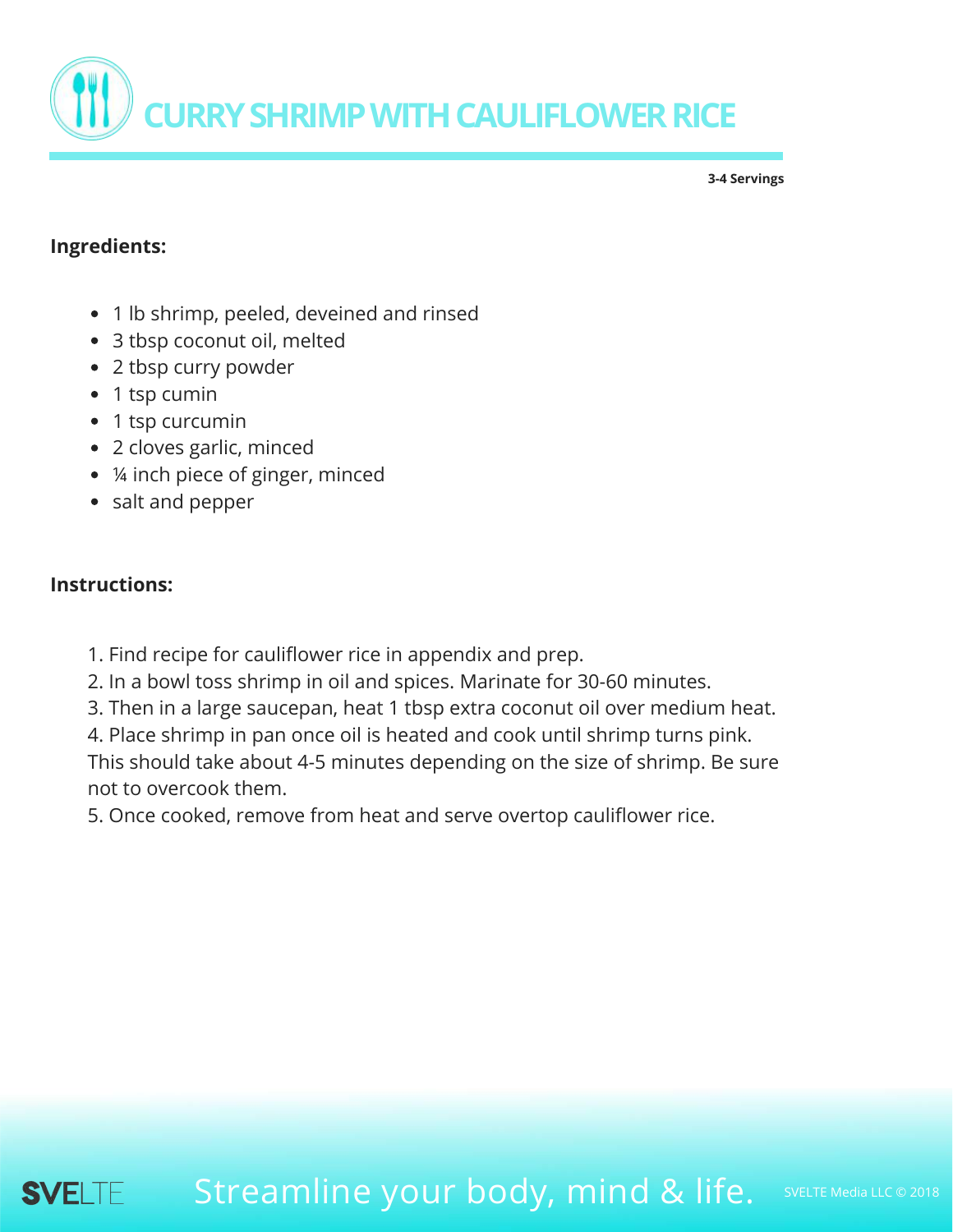# CURRY SHRIMP WITH CAULIFLOWER RICE

**3-4 Servings**

**Ingredients:**

- 1 lb shrimp, peeled, deveined and rinsed
- 3 tbsp coconut oil, melted
- 2 tbsp curry powder
- 1 tsp cumin
- 1 tsp curcumin
- 2 cloves garlic, minced
- ¼ inch piece of ginger, minced
- salt and pepper

**Instructions:**

1. Find recipe for cauliflower rice in appendix and prep.
2. In a bowl toss shrimp in oil and spices. Marinate for 30-60 minutes.
3. Then in a large saucepan, heat 1 tbsp extra coconut oil over medium heat.
4. Place shrimp in pan once oil is heated and cook until shrimp turns pink. This should take about 4-5 minutes depending on the size of shrimp. Be sure not to overcook them.
5. Once cooked, remove from heat and serve overtop cauliflower rice.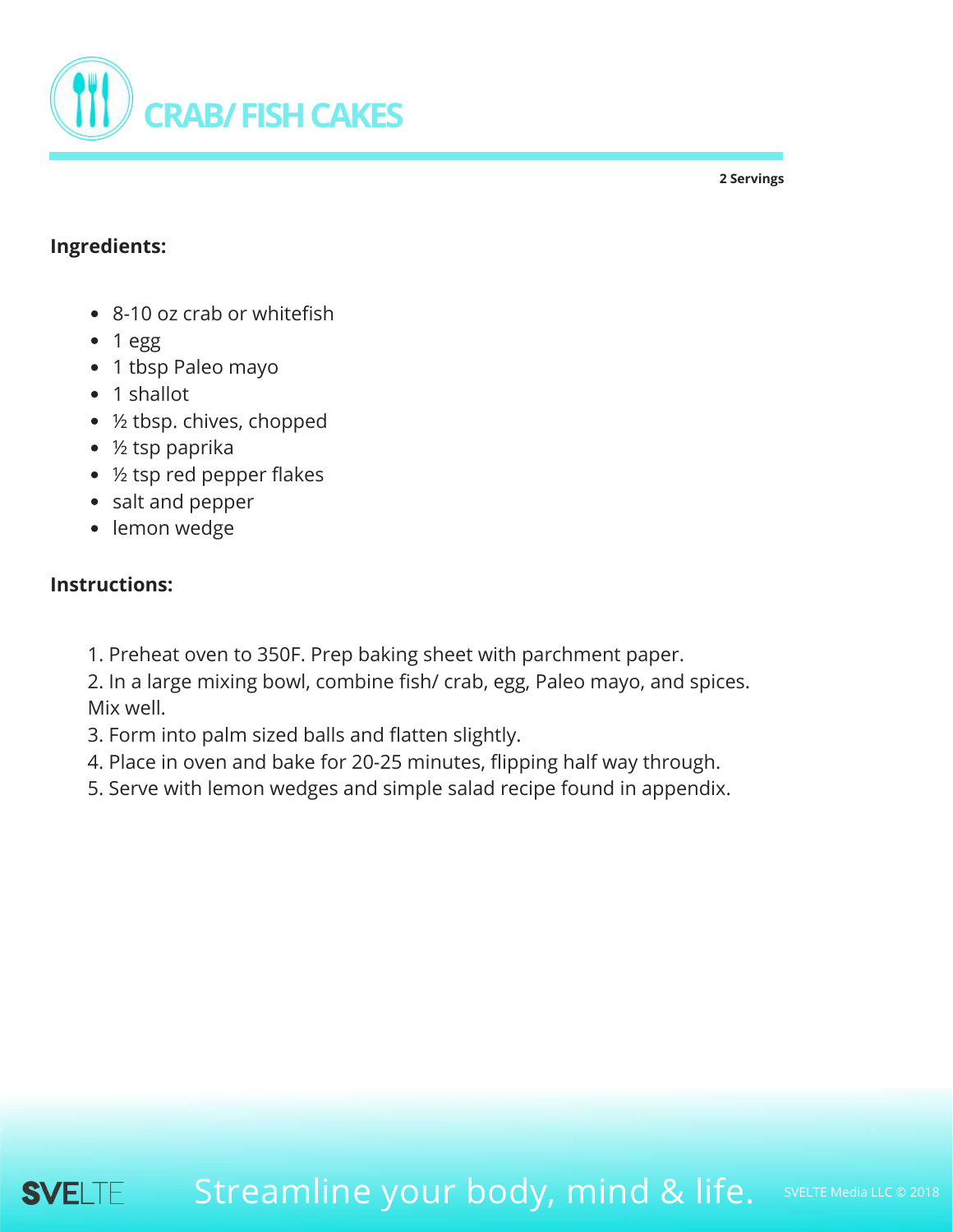# CRAB/ FISH CAKES

**2 Servings**

**Ingredients:**

- 8-10 oz crab or whitefish
- 1 egg
- 1 tbsp Paleo mayo
- 1 shallot
- ½ tbsp. chives, chopped
- ½ tsp paprika
- ½ tsp red pepper flakes
- salt and pepper
- lemon wedge

**Instructions:**

1. Preheat oven to 350F. Prep baking sheet with parchment paper.
2. In a large mixing bowl, combine fish/ crab, egg, Paleo mayo, and spices. Mix well.
3. Form into palm sized balls and flatten slightly.
4. Place in oven and bake for 20-25 minutes, flipping half way through.
5. Serve with lemon wedges and simple salad recipe found in appendix.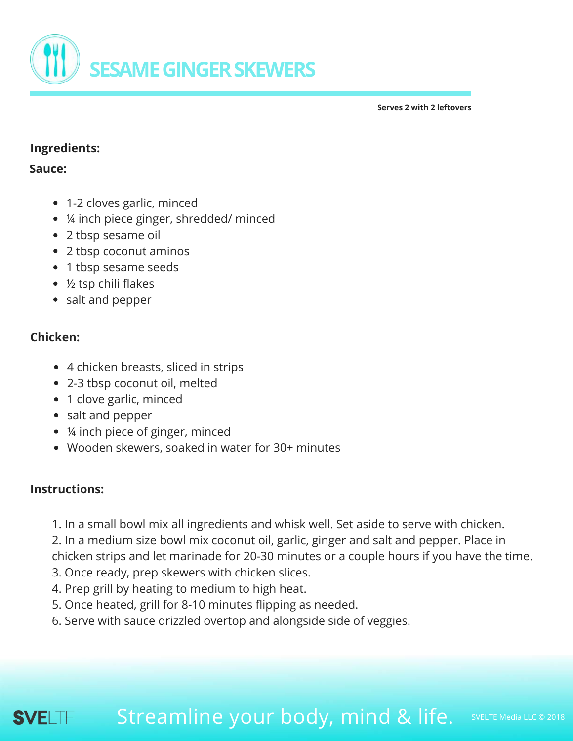# SESAME GINGER SKEWERS

**Serves 2 with 2 leftovers**

## Ingredients:

### Sauce:

- 1-2 cloves garlic, minced
- ¼ inch piece ginger, shredded/ minced
- 2 tbsp sesame oil
- 2 tbsp coconut aminos
- 1 tbsp sesame seeds
- ½ tsp chili flakes
- salt and pepper

### Chicken:

- 4 chicken breasts, sliced in strips
- 2-3 tbsp coconut oil, melted
- 1 clove garlic, minced
- salt and pepper
- ¼ inch piece of ginger, minced
- Wooden skewers, soaked in water for 30+ minutes

## Instructions:

1. In a small bowl mix all ingredients and whisk well. Set aside to serve with chicken.
2. In a medium size bowl mix coconut oil, garlic, ginger and salt and pepper. Place in chicken strips and let marinade for 20-30 minutes or a couple hours if you have the time.
3. Once ready, prep skewers with chicken slices.
4. Prep grill by heating to medium to high heat.
5. Once heated, grill for 8-10 minutes flipping as needed.
6. Serve with sauce drizzled overtop and alongside side of veggies.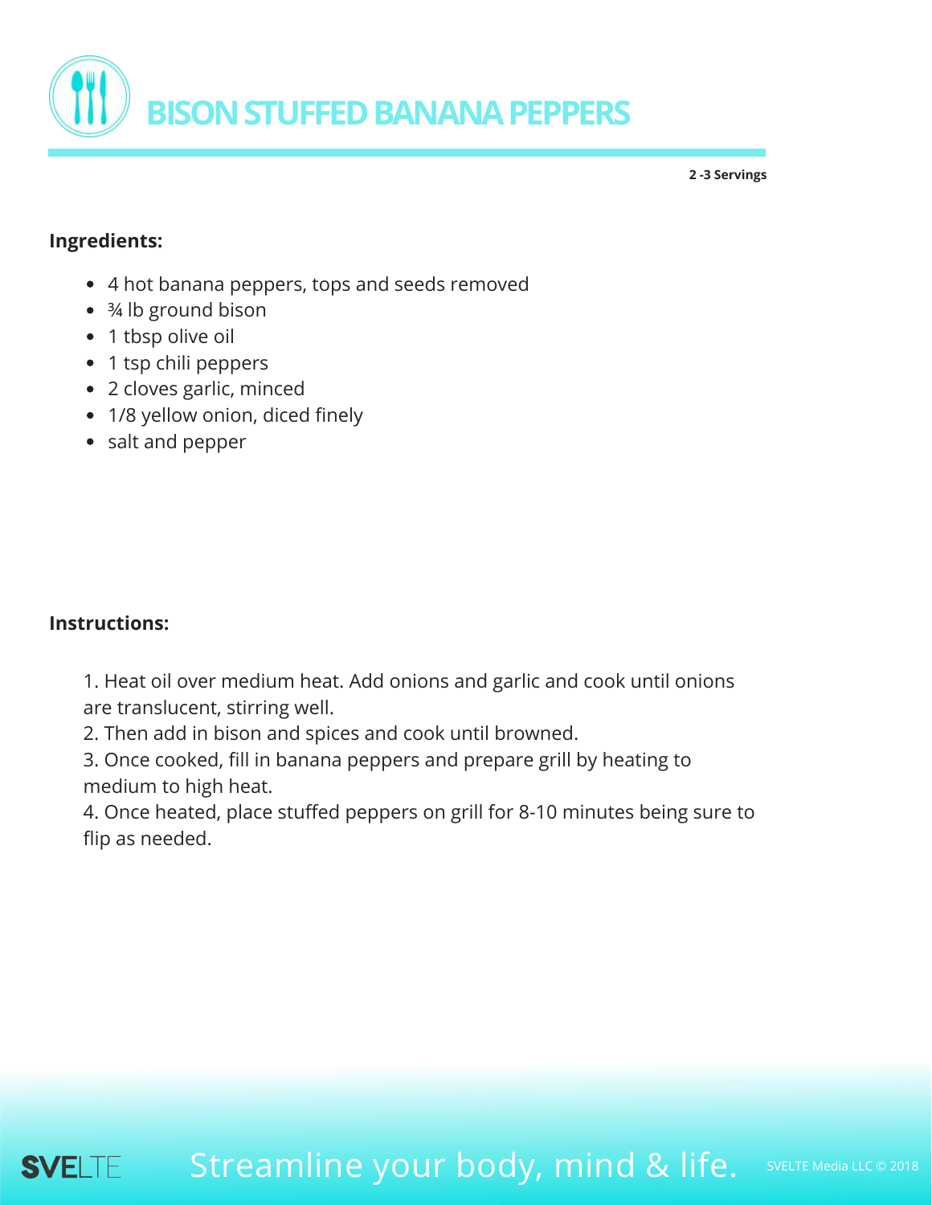# BISON STUFFED BANANA PEPPERS

**2 -3 Servings**

**Ingredients:**

- 4 hot banana peppers, tops and seeds removed
- ¾ lb ground bison
- 1 tbsp olive oil
- 1 tsp chili peppers
- 2 cloves garlic, minced
- 1/8 yellow onion, diced finely
- salt and pepper

**Instructions:**

1. Heat oil over medium heat. Add onions and garlic and cook until onions are translucent, stirring well.
2. Then add in bison and spices and cook until browned.
3. Once cooked, fill in banana peppers and prepare grill by heating to medium to high heat.
4. Once heated, place stuffed peppers on grill for 8-10 minutes being sure to flip as needed.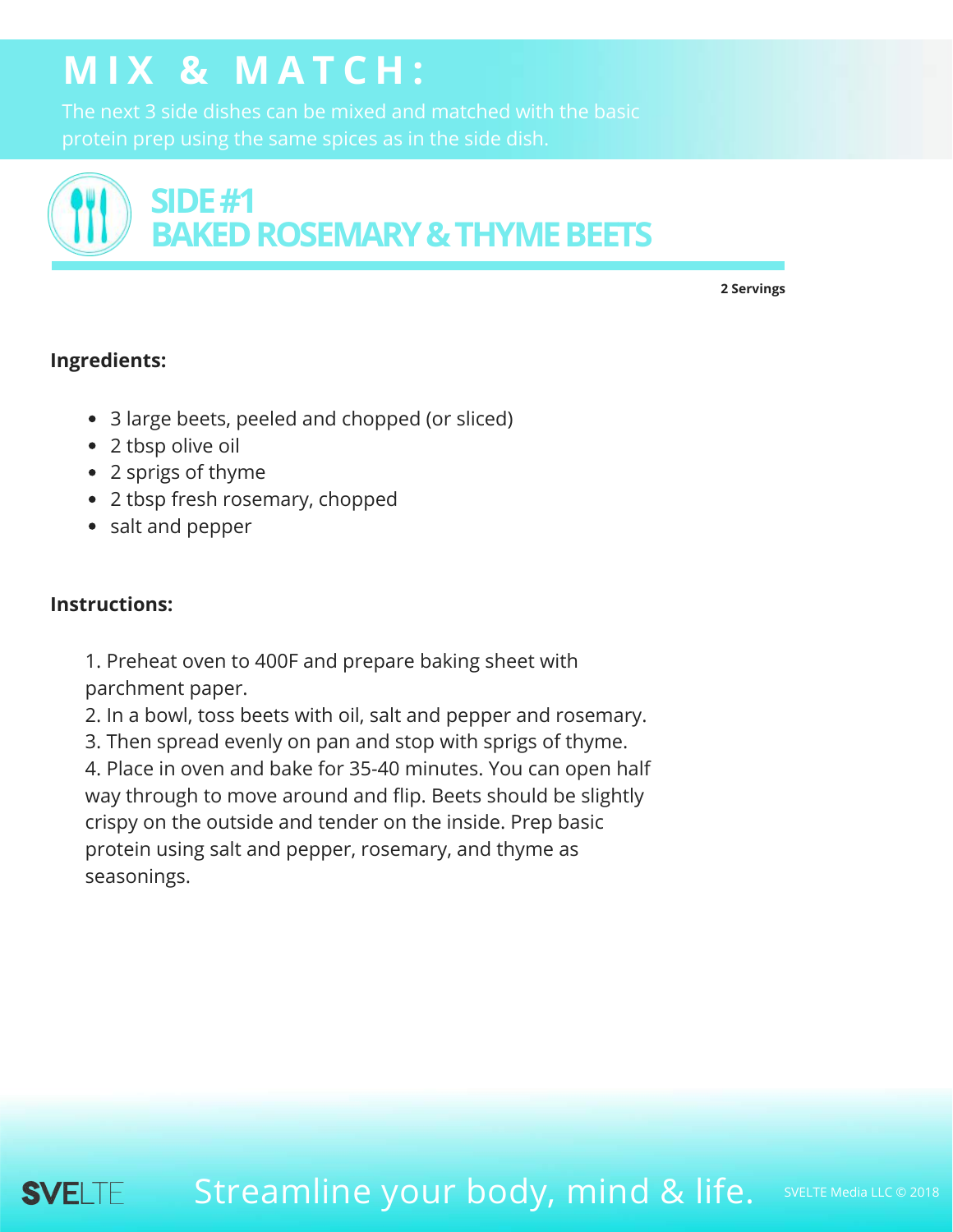# MIX & MATCH:

The next 3 side dishes can be mixed and matched with the basic protein prep using the same spices as in the side dish.

## SIDE #1
## BAKED ROSEMARY & THYME BEETS

**2 Servings**

**Ingredients:**

- 3 large beets, peeled and chopped (or sliced)
- 2 tbsp olive oil
- 2 sprigs of thyme
- 2 tbsp fresh rosemary, chopped
- salt and pepper

**Instructions:**

1. Preheat oven to 400F and prepare baking sheet with parchment paper.
2. In a bowl, toss beets with oil, salt and pepper and rosemary.
3. Then spread evenly on pan and stop with sprigs of thyme.
4. Place in oven and bake for 35-40 minutes. You can open half way through to move around and flip. Beets should be slightly crispy on the outside and tender on the inside. Prep basic protein using salt and pepper, rosemary, and thyme as seasonings.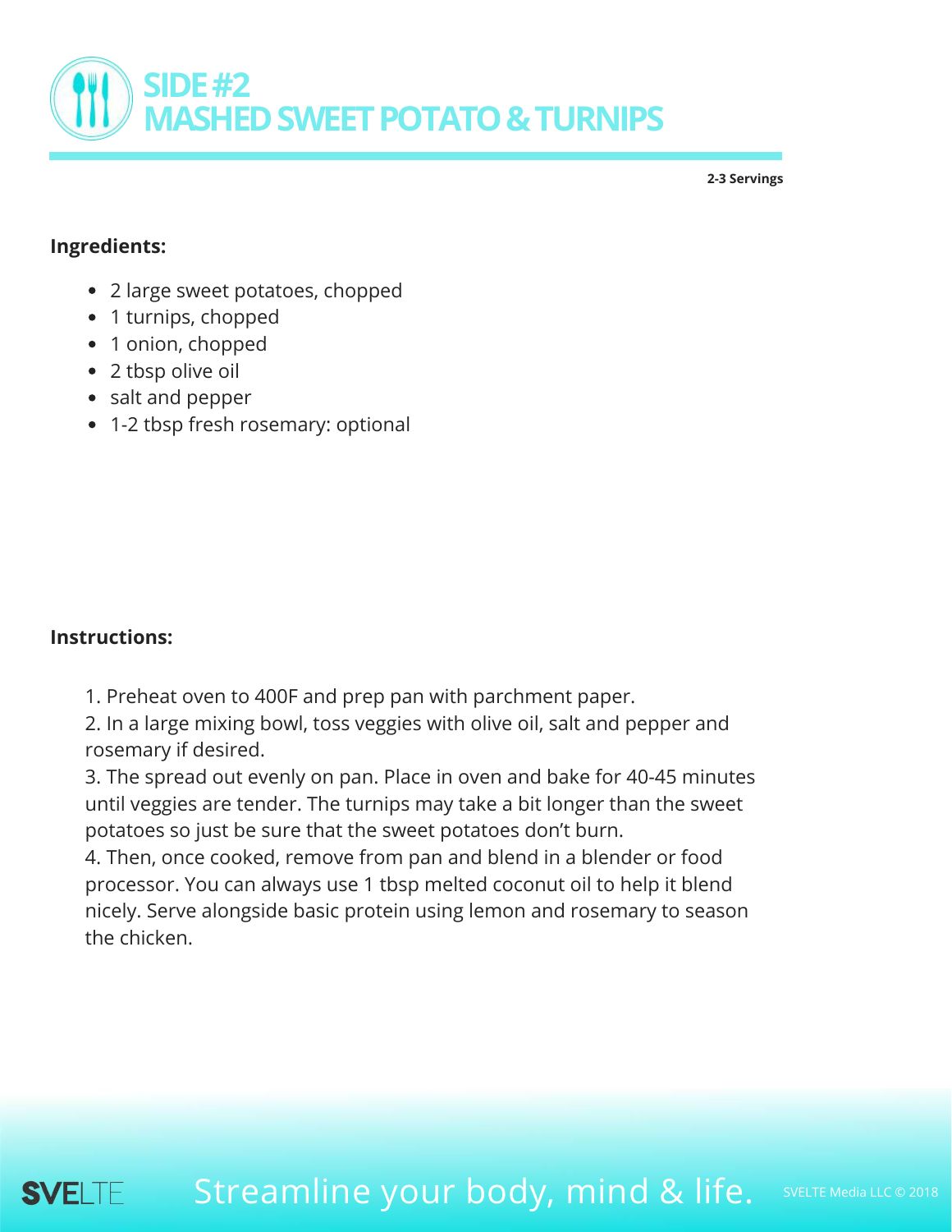# SIDE #2
# MASHED SWEET POTATO & TURNIPS

**2-3 Servings**

**Ingredients:**

- 2 large sweet potatoes, chopped
- 1 turnips, chopped
- 1 onion, chopped
- 2 tbsp olive oil
- salt and pepper
- 1-2 tbsp fresh rosemary: optional

**Instructions:**

1. Preheat oven to 400F and prep pan with parchment paper.
2. In a large mixing bowl, toss veggies with olive oil, salt and pepper and rosemary if desired.
3. The spread out evenly on pan. Place in oven and bake for 40-45 minutes until veggies are tender. The turnips may take a bit longer than the sweet potatoes so just be sure that the sweet potatoes don't burn.
4. Then, once cooked, remove from pan and blend in a blender or food processor. You can always use 1 tbsp melted coconut oil to help it blend nicely. Serve alongside basic protein using lemon and rosemary to season the chicken.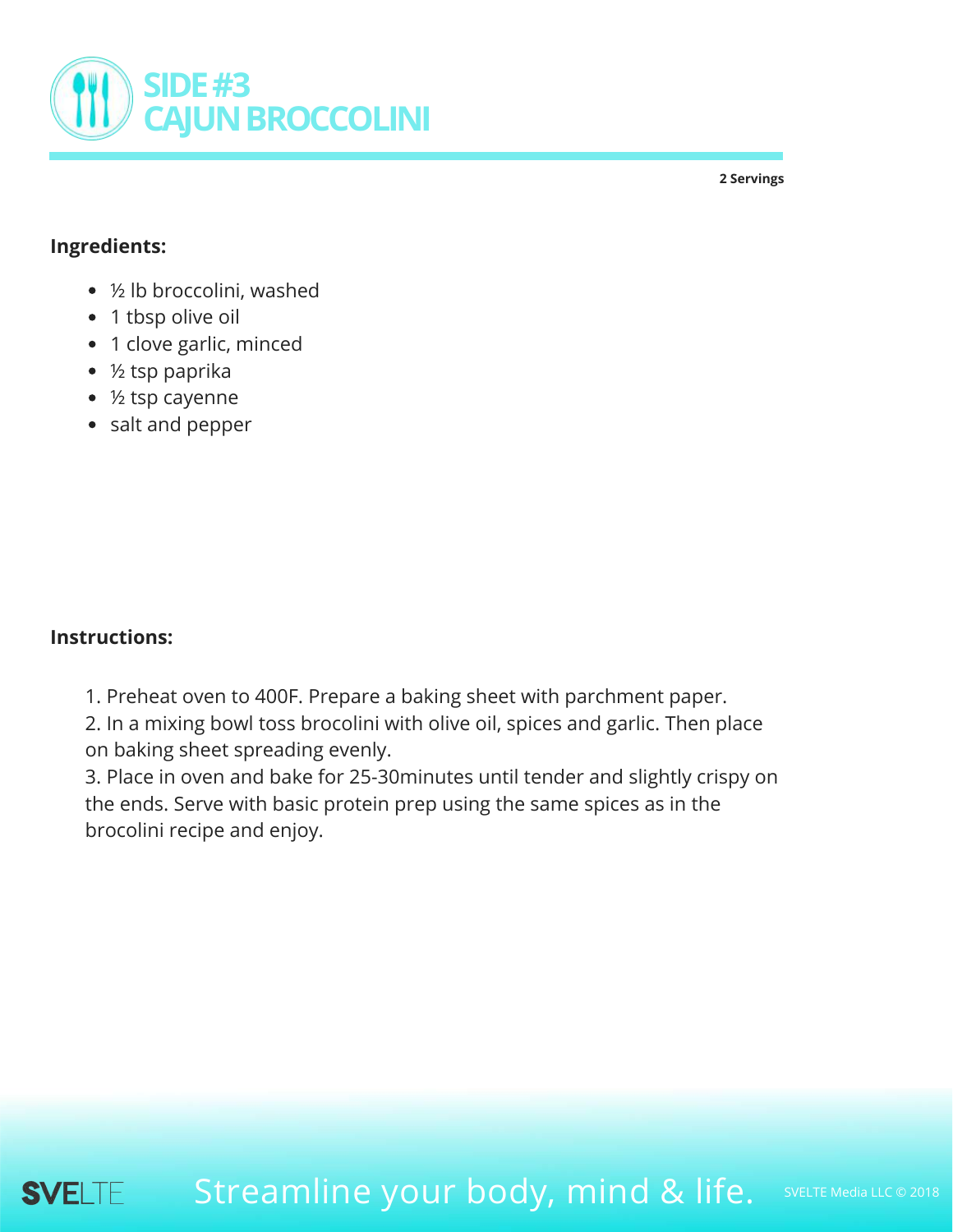# SIDE #3
# CAJUN BROCCOLINI

**2 Servings**

**Ingredients:**

- ½ lb broccolini, washed
- 1 tbsp olive oil
- 1 clove garlic, minced
- ½ tsp paprika
- ½ tsp cayenne
- salt and pepper

**Instructions:**

1. Preheat oven to 400F. Prepare a baking sheet with parchment paper.
2. In a mixing bowl toss brocolini with olive oil, spices and garlic. Then place on baking sheet spreading evenly.
3. Place in oven and bake for 25-30minutes until tender and slightly crispy on the ends. Serve with basic protein prep using the same spices as in the brocolini recipe and enjoy.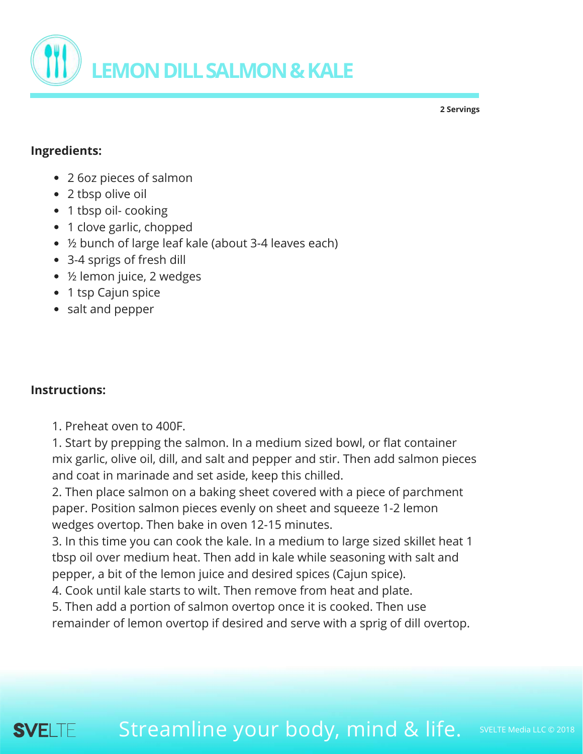# LEMON DILL SALMON & KALE

**2 Servings**

**Ingredients:**

- 2 6oz pieces of salmon
- 2 tbsp olive oil
- 1 tbsp oil- cooking
- 1 clove garlic, chopped
- ½ bunch of large leaf kale (about 3-4 leaves each)
- 3-4 sprigs of fresh dill
- ½ lemon juice, 2 wedges
- 1 tsp Cajun spice
- salt and pepper

**Instructions:**

1. Preheat oven to 400F.
1. Start by prepping the salmon. In a medium sized bowl, or flat container mix garlic, olive oil, dill, and salt and pepper and stir. Then add salmon pieces and coat in marinade and set aside, keep this chilled.
2. Then place salmon on a baking sheet covered with a piece of parchment paper. Position salmon pieces evenly on sheet and squeeze 1-2 lemon wedges overtop. Then bake in oven 12-15 minutes.
3. In this time you can cook the kale. In a medium to large sized skillet heat 1 tbsp oil over medium heat. Then add in kale while seasoning with salt and pepper, a bit of the lemon juice and desired spices (Cajun spice).
4. Cook until kale starts to wilt. Then remove from heat and plate.
5. Then add a portion of salmon overtop once it is cooked. Then use remainder of lemon overtop if desired and serve with a sprig of dill overtop.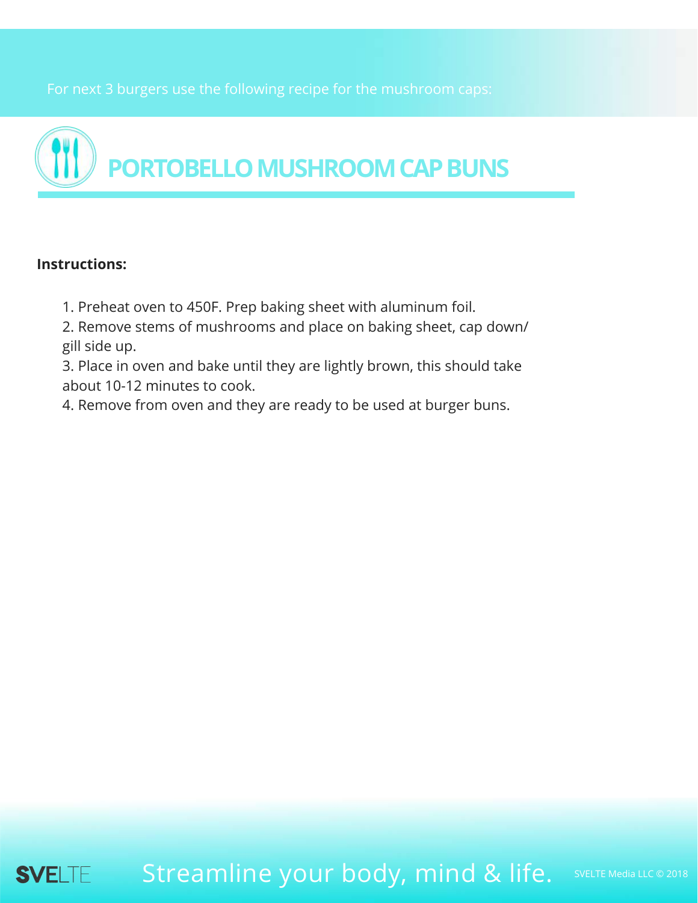For next 3 burgers use the following recipe for the mushroom caps:

# PORTOBELLO MUSHROOM CAP BUNS

**Instructions:**

1. Preheat oven to 450F. Prep baking sheet with aluminum foil.
2. Remove stems of mushrooms and place on baking sheet, cap down/ gill side up.
3. Place in oven and bake until they are lightly brown, this should take about 10-12 minutes to cook.
4. Remove from oven and they are ready to be used at burger buns.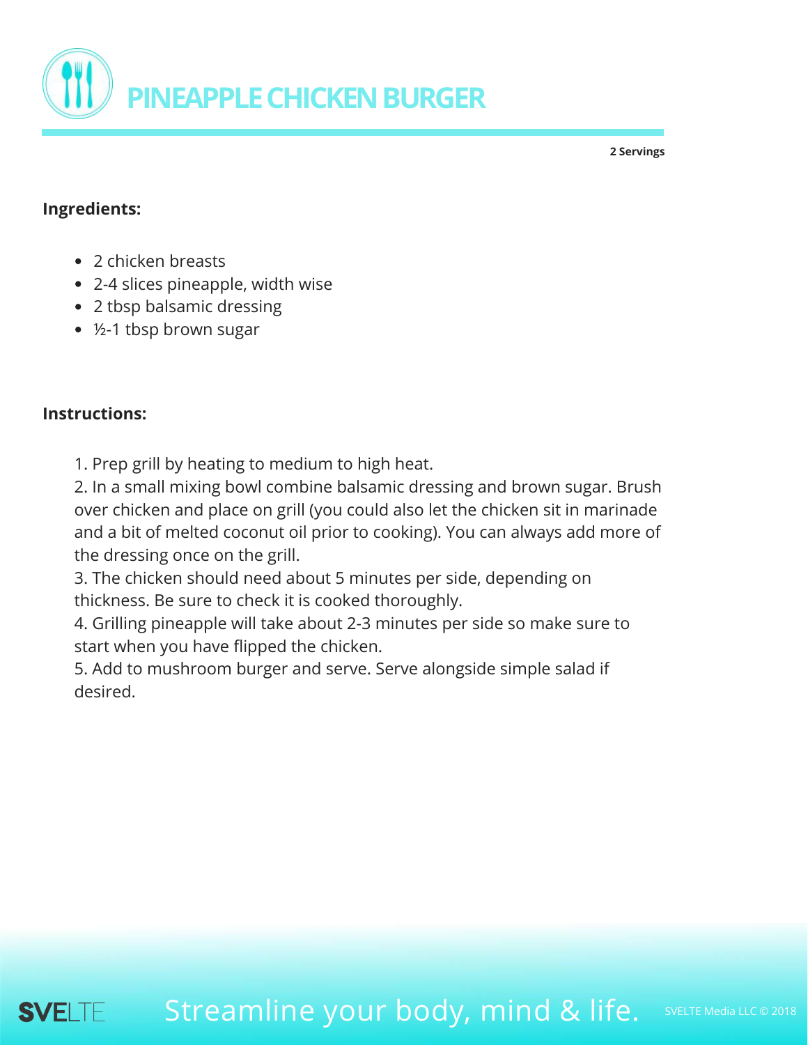# PINEAPPLE CHICKEN BURGER

**2 Servings**

**Ingredients:**

- 2 chicken breasts
- 2-4 slices pineapple, width wise
- 2 tbsp balsamic dressing
- ½-1 tbsp brown sugar

**Instructions:**

1. Prep grill by heating to medium to high heat.
2. In a small mixing bowl combine balsamic dressing and brown sugar. Brush over chicken and place on grill (you could also let the chicken sit in marinade and a bit of melted coconut oil prior to cooking). You can always add more of the dressing once on the grill.
3. The chicken should need about 5 minutes per side, depending on thickness. Be sure to check it is cooked thoroughly.
4. Grilling pineapple will take about 2-3 minutes per side so make sure to start when you have flipped the chicken.
5. Add to mushroom burger and serve. Serve alongside simple salad if desired.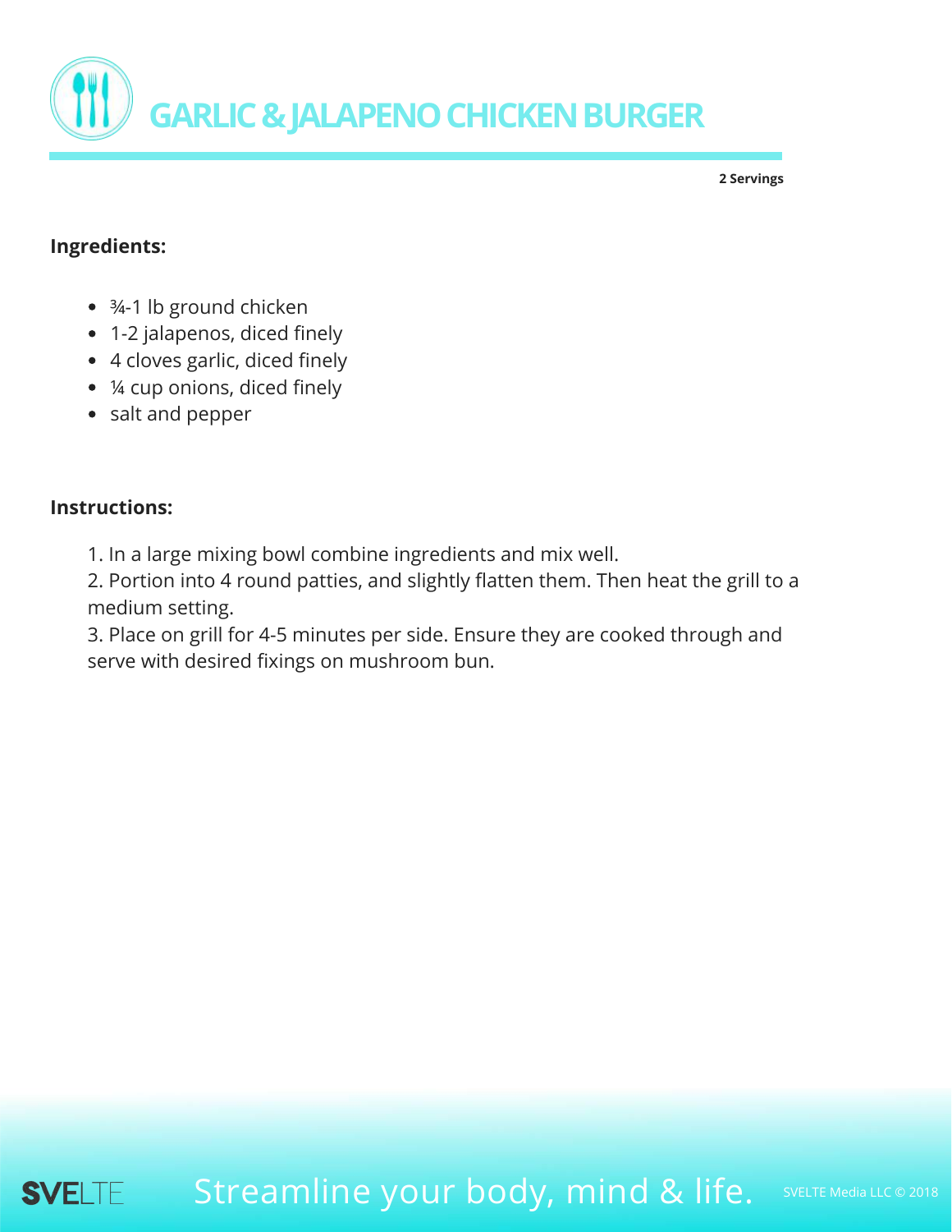# GARLIC & JALAPENO CHICKEN BURGER

**2 Servings**

**Ingredients:**

- ¾-1 lb ground chicken
- 1-2 jalapenos, diced finely
- 4 cloves garlic, diced finely
- ¼ cup onions, diced finely
- salt and pepper

**Instructions:**

1. In a large mixing bowl combine ingredients and mix well.
2. Portion into 4 round patties, and slightly flatten them. Then heat the grill to a medium setting.
3. Place on grill for 4-5 minutes per side. Ensure they are cooked through and serve with desired fixings on mushroom bun.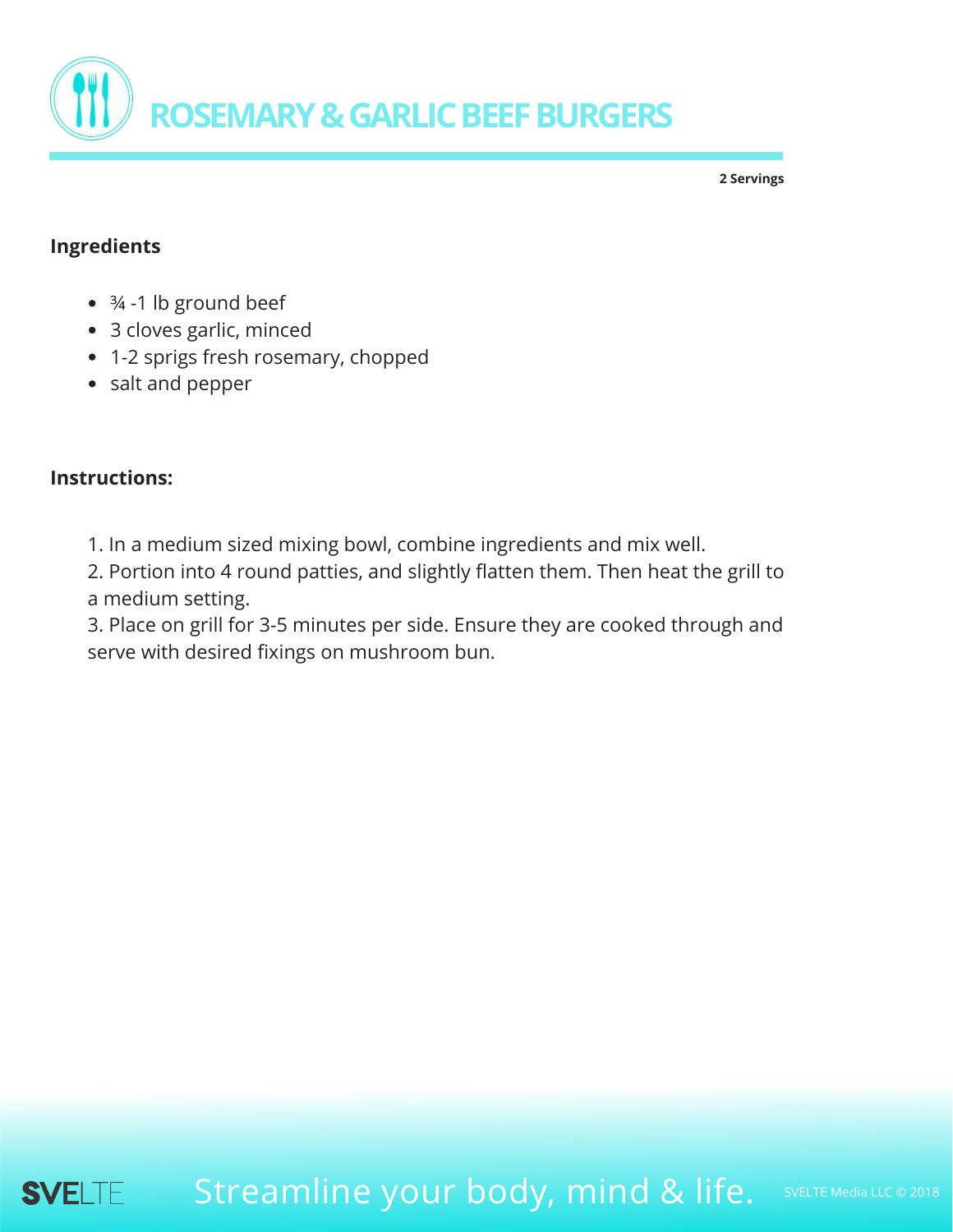# ROSEMARY & GARLIC BEEF BURGERS

**2 Servings**

## Ingredients

- ¾ -1 lb ground beef
- 3 cloves garlic, minced
- 1-2 sprigs fresh rosemary, chopped
- salt and pepper

## Instructions:

1. In a medium sized mixing bowl, combine ingredients and mix well.
2. Portion into 4 round patties, and slightly flatten them. Then heat the grill to a medium setting.
3. Place on grill for 3-5 minutes per side. Ensure they are cooked through and serve with desired fixings on mushroom bun.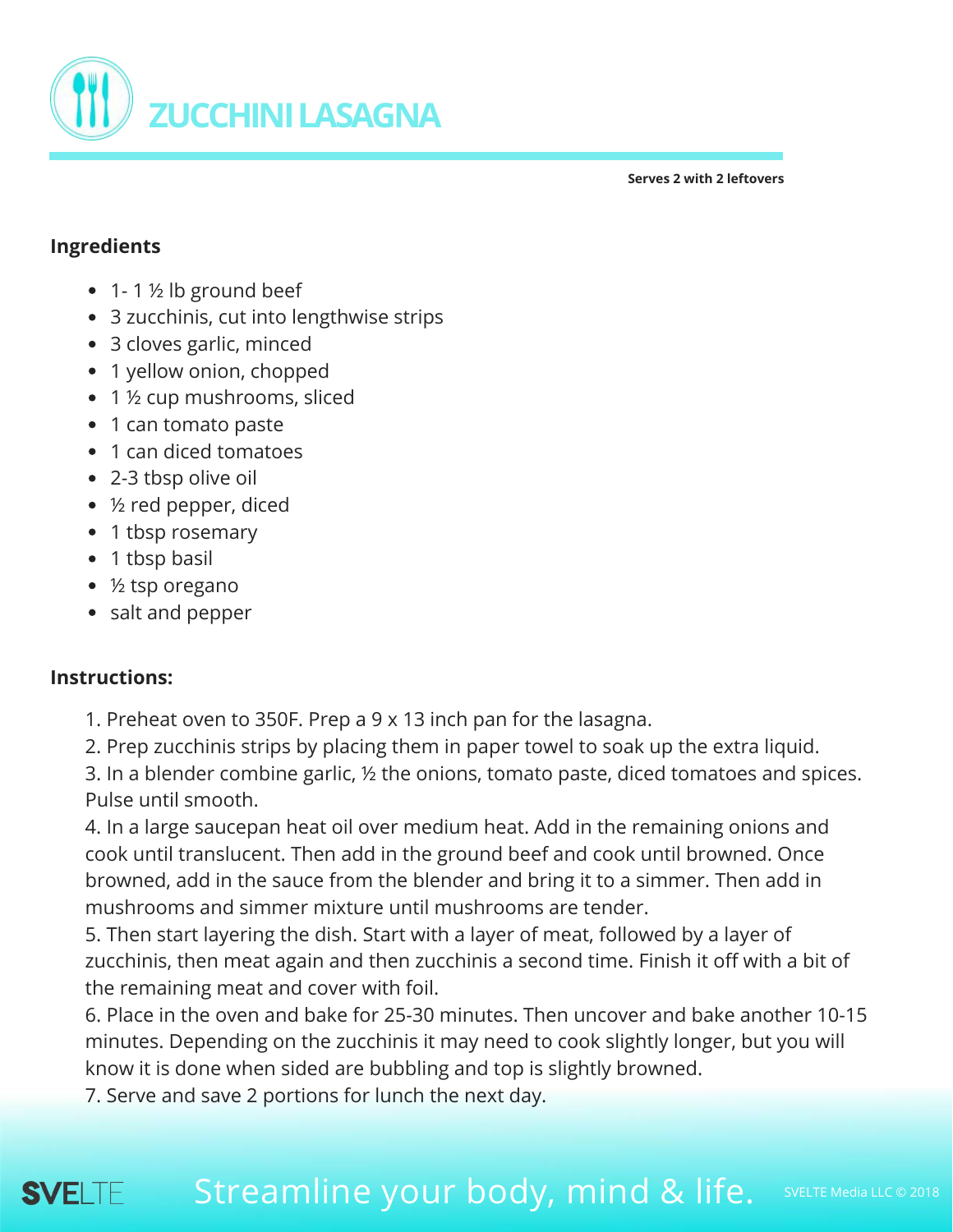# ZUCCHINI LASAGNA

**Serves 2 with 2 leftovers**

## Ingredients

- 1- 1 ½ lb ground beef
- 3 zucchinis, cut into lengthwise strips
- 3 cloves garlic, minced
- 1 yellow onion, chopped
- 1 ½ cup mushrooms, sliced
- 1 can tomato paste
- 1 can diced tomatoes
- 2-3 tbsp olive oil
- ½ red pepper, diced
- 1 tbsp rosemary
- 1 tbsp basil
- ½ tsp oregano
- salt and pepper

## Instructions:

1. Preheat oven to 350F. Prep a 9 x 13 inch pan for the lasagna.
2. Prep zucchinis strips by placing them in paper towel to soak up the extra liquid.
3. In a blender combine garlic, ½ the onions, tomato paste, diced tomatoes and spices. Pulse until smooth.
4. In a large saucepan heat oil over medium heat. Add in the remaining onions and cook until translucent. Then add in the ground beef and cook until browned. Once browned, add in the sauce from the blender and bring it to a simmer. Then add in mushrooms and simmer mixture until mushrooms are tender.
5. Then start layering the dish. Start with a layer of meat, followed by a layer of zucchinis, then meat again and then zucchinis a second time. Finish it off with a bit of the remaining meat and cover with foil.
6. Place in the oven and bake for 25-30 minutes. Then uncover and bake another 10-15 minutes. Depending on the zucchinis it may need to cook slightly longer, but you will know it is done when sided are bubbling and top is slightly browned.
7. Serve and save 2 portions for lunch the next day.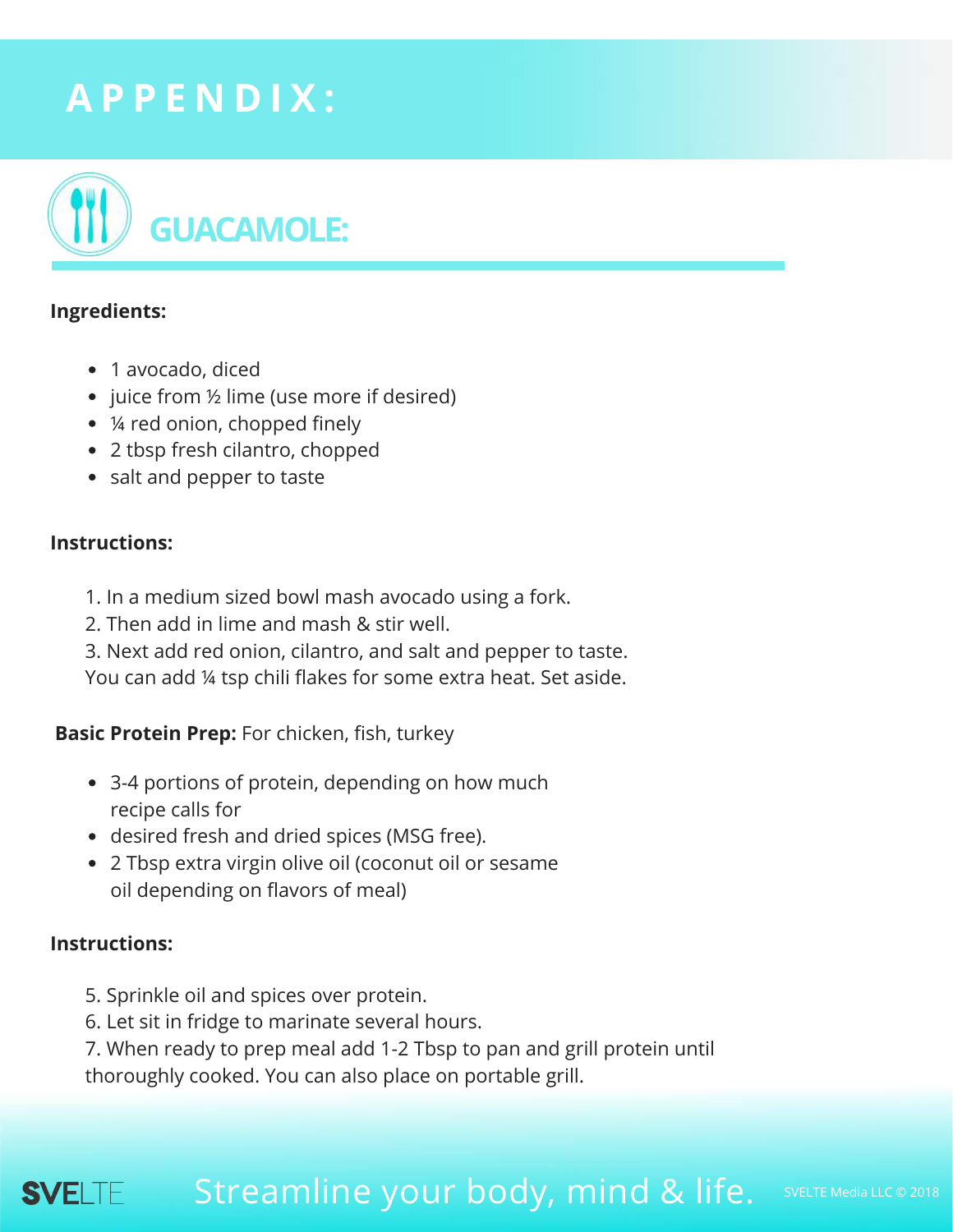# APPENDIX:

## GUACAMOLE:

**Ingredients:**

- 1 avocado, diced
- juice from ½ lime (use more if desired)
- ¼ red onion, chopped finely
- 2 tbsp fresh cilantro, chopped
- salt and pepper to taste

**Instructions:**

1. In a medium sized bowl mash avocado using a fork.
2. Then add in lime and mash & stir well.
3. Next add red onion, cilantro, and salt and pepper to taste. You can add ¼ tsp chili flakes for some extra heat. Set aside.

**Basic Protein Prep:** For chicken, fish, turkey

- 3-4 portions of protein, depending on how much recipe calls for
- desired fresh and dried spices (MSG free).
- 2 Tbsp extra virgin olive oil (coconut oil or sesame oil depending on flavors of meal)

**Instructions:**

5. Sprinkle oil and spices over protein.
6. Let sit in fridge to marinate several hours.
7. When ready to prep meal add 1-2 Tbsp to pan and grill protein until thoroughly cooked. You can also place on portable grill.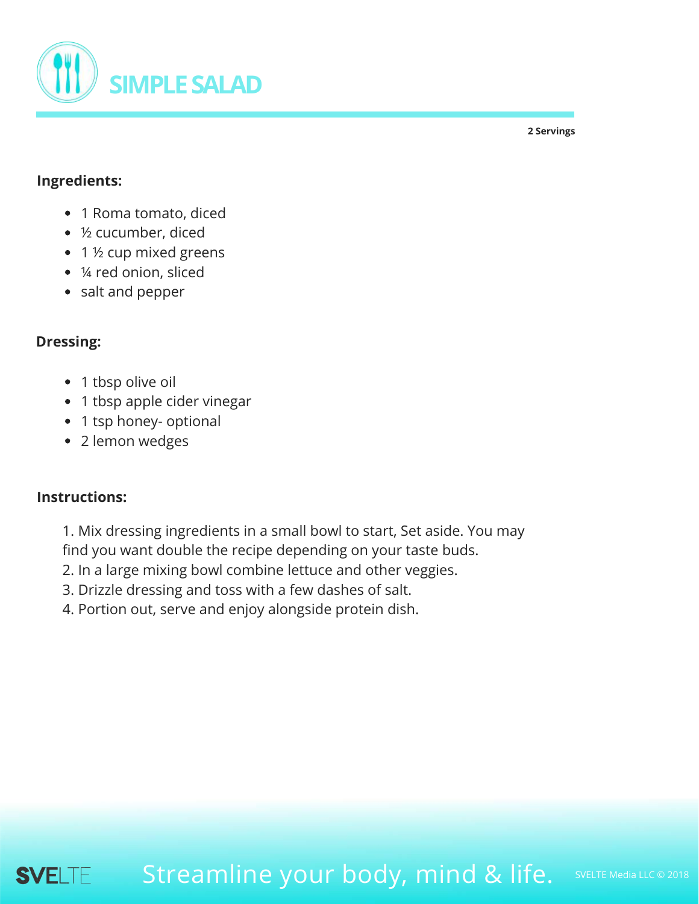# SIMPLE SALAD

**2 Servings**

**Ingredients:**

- 1 Roma tomato, diced
- ½ cucumber, diced
- 1 ½ cup mixed greens
- ¼ red onion, sliced
- salt and pepper

**Dressing:**

- 1 tbsp olive oil
- 1 tbsp apple cider vinegar
- 1 tsp honey- optional
- 2 lemon wedges

**Instructions:**

1. Mix dressing ingredients in a small bowl to start, Set aside. You may find you want double the recipe depending on your taste buds.
2. In a large mixing bowl combine lettuce and other veggies.
3. Drizzle dressing and toss with a few dashes of salt.
4. Portion out, serve and enjoy alongside protein dish.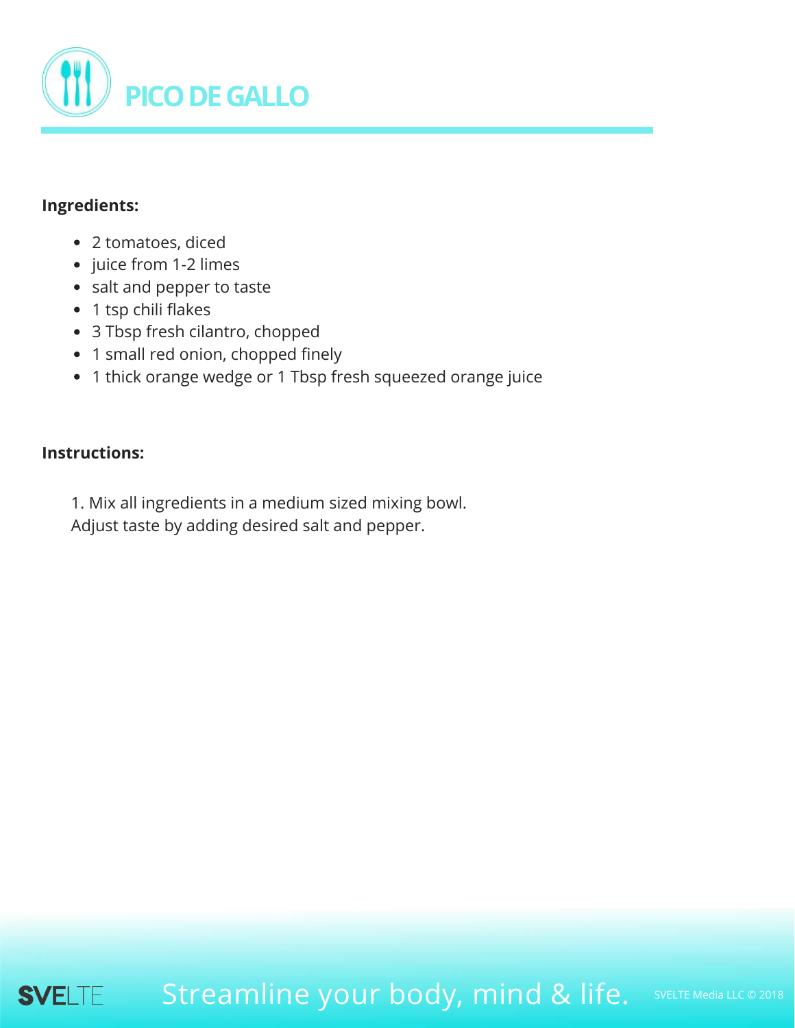# PICO DE GALLO

**Ingredients:**

- 2 tomatoes, diced
- juice from 1-2 limes
- salt and pepper to taste
- 1 tsp chili flakes
- 3 Tbsp fresh cilantro, chopped
- 1 small red onion, chopped finely
- 1 thick orange wedge or 1 Tbsp fresh squeezed orange juice

**Instructions:**

1. Mix all ingredients in a medium sized mixing bowl.
Adjust taste by adding desired salt and pepper.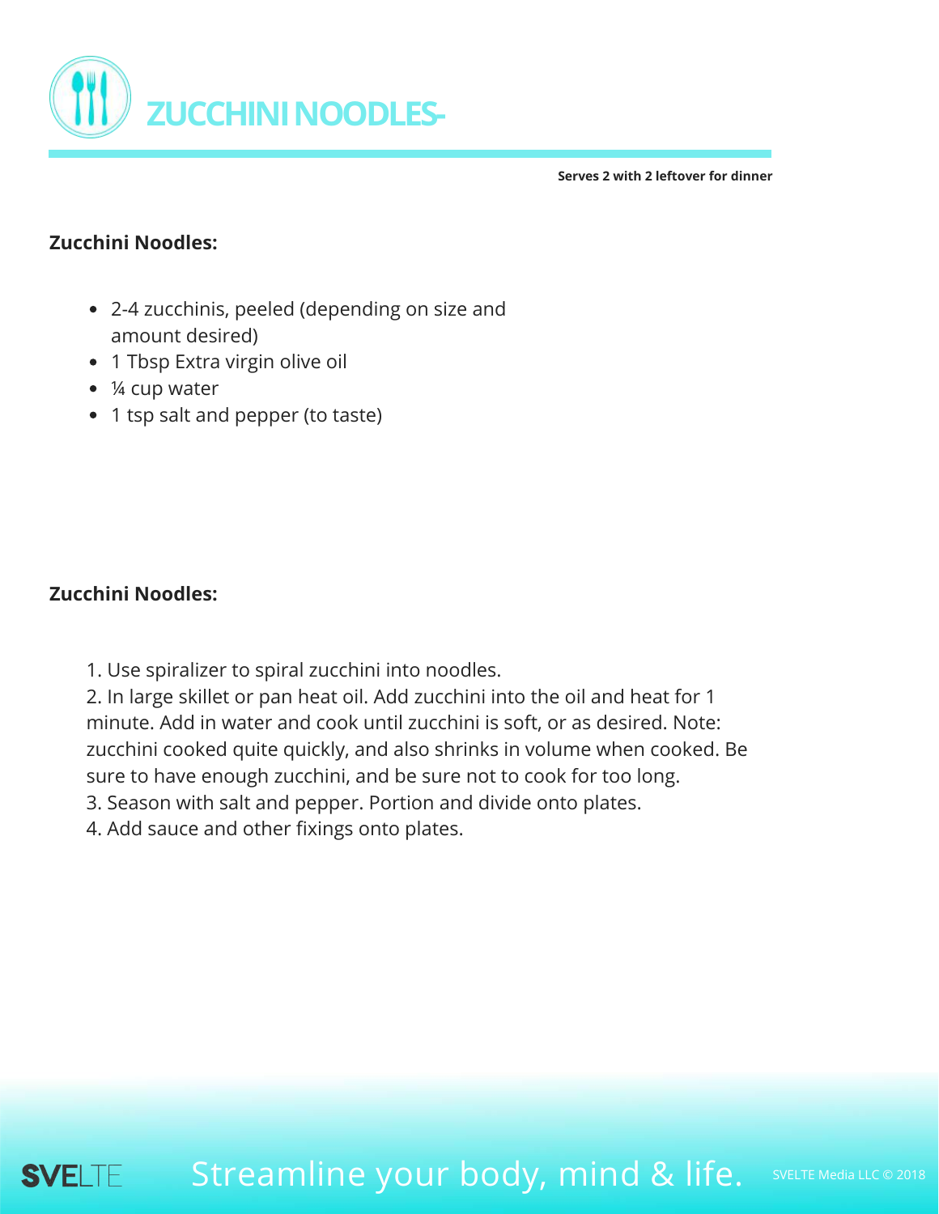# ZUCCHINI NOODLES-

**Serves 2 with 2 leftover for dinner**

**Zucchini Noodles:**

- 2-4 zucchinis, peeled (depending on size and amount desired)
- 1 Tbsp Extra virgin olive oil
- ¼ cup water
- 1 tsp salt and pepper (to taste)

**Zucchini Noodles:**

1. Use spiralizer to spiral zucchini into noodles.
2. In large skillet or pan heat oil. Add zucchini into the oil and heat for 1 minute. Add in water and cook until zucchini is soft, or as desired. Note: zucchini cooked quite quickly, and also shrinks in volume when cooked. Be sure to have enough zucchini, and be sure not to cook for too long.
3. Season with salt and pepper. Portion and divide onto plates.
4. Add sauce and other fixings onto plates.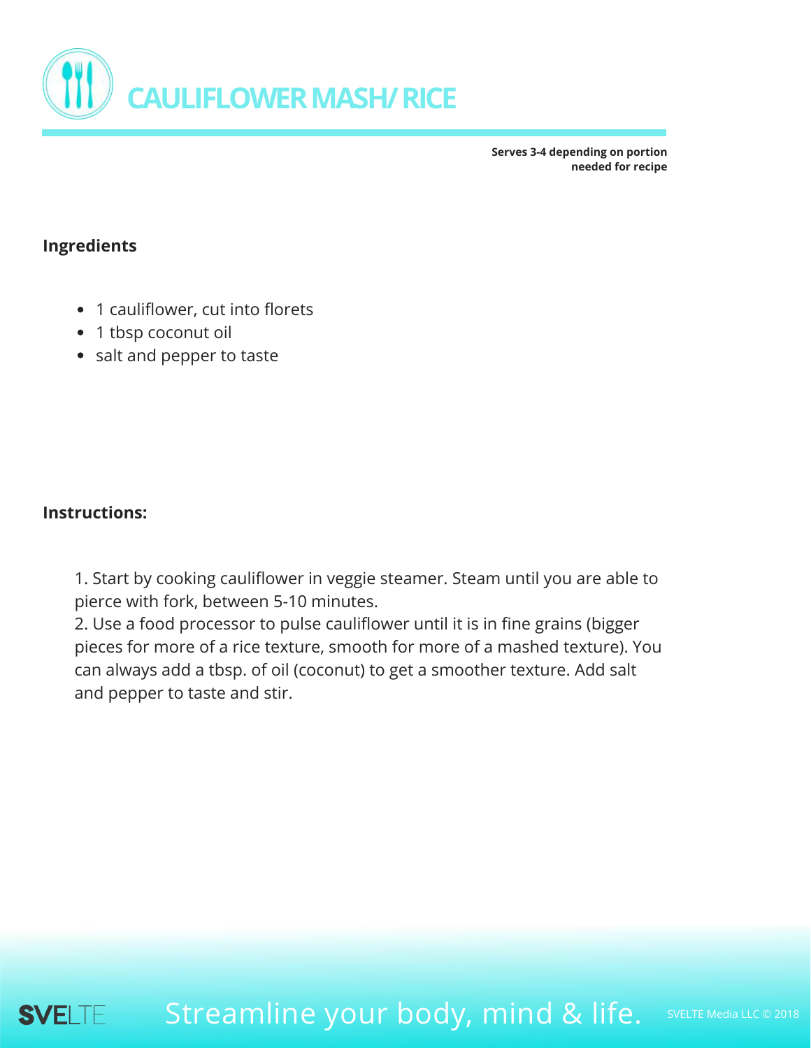# CAULIFLOWER MASH/ RICE

**Serves 3-4 depending on portion needed for recipe**

## Ingredients

- 1 cauliflower, cut into florets
- 1 tbsp coconut oil
- salt and pepper to taste

## Instructions:

1. Start by cooking cauliflower in veggie steamer. Steam until you are able to pierce with fork, between 5-10 minutes.
2. Use a food processor to pulse cauliflower until it is in fine grains (bigger pieces for more of a rice texture, smooth for more of a mashed texture). You can always add a tbsp. of oil (coconut) to get a smoother texture. Add salt and pepper to taste and stir.